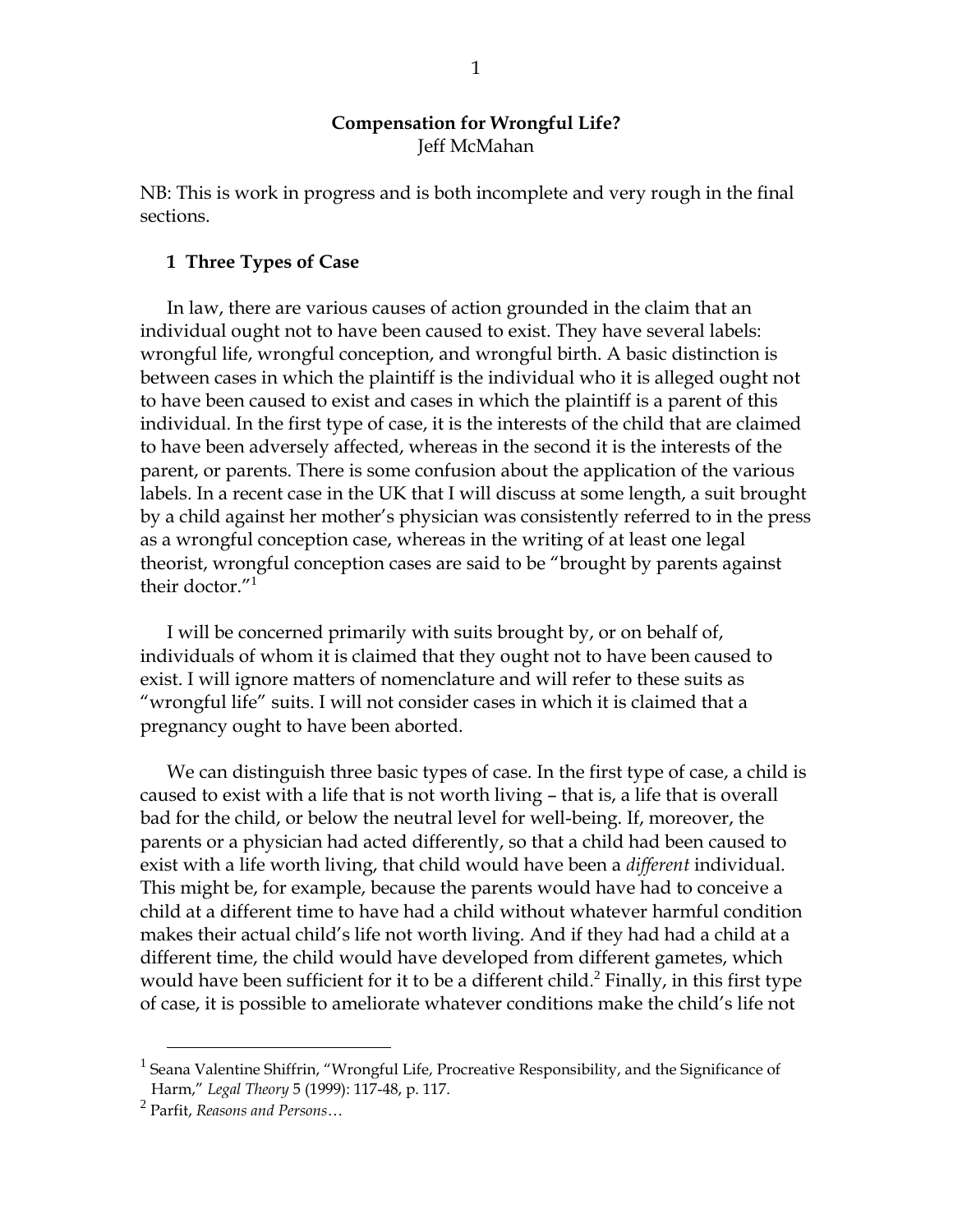# Compensation for Wrongful Life?

Jeff McMahan

NB: This is work in progress and is both incomplete and very rough in the final sections.

## 1 Three Types of Case

In law, there are various causes of action grounded in the claim that an individual ought not to have been caused to exist. They have several labels: wrongful life, wrongful conception, and wrongful birth. A basic distinction is between cases in which the plaintiff is the individual who it is alleged ought not to have been caused to exist and cases in which the plaintiff is a parent of this individual. In the first type of case, it is the interests of the child that are claimed to have been adversely affected, whereas in the second it is the interests of the parent, or parents. There is some confusion about the application of the various labels. In a recent case in the UK that I will discuss at some length, a suit brought by a child against her mother's physician was consistently referred to in the press as a wrongful conception case, whereas in the writing of at least one legal theorist, wrongful conception cases are said to be "brought by parents against their doctor."[1]

I will be concerned primarily with suits brought by, or on behalf of, individuals of whom it is claimed that they ought not to have been caused to exist. I will ignore matters of nomenclature and will refer to these suits as "wrongful life" suits. I will not consider cases in which it is claimed that a pregnancy ought to have been aborted.

We can distinguish three basic types of case. In the first type of case, a child is caused to exist with a life that is not worth living – that is, a life that is overall bad for the child, or below the neutral level for well-being. If, moreover, the parents or a physician had acted differently, so that a child had been caused to exist with a life worth living, that child would have been a *different* individual. This might be, for example, because the parents would have had to conceive a child at a different time to have had a child without whatever harmful condition makes their actual child's life not worth living. And if they had had a child at a different time, the child would have developed from different gametes, which would have been sufficient for it to be a different child.[2] Finally, in this first type of case, it is possible to ameliorate whatever conditions make the child's life not

---

[1] Seana Valentine Shiffrin, "Wrongful Life, Procreative Responsibility, and the Significance of Harm," *Legal Theory* 5 (1999): 117-48, p. 117.

[2] Parfit, *Reasons and Persons*…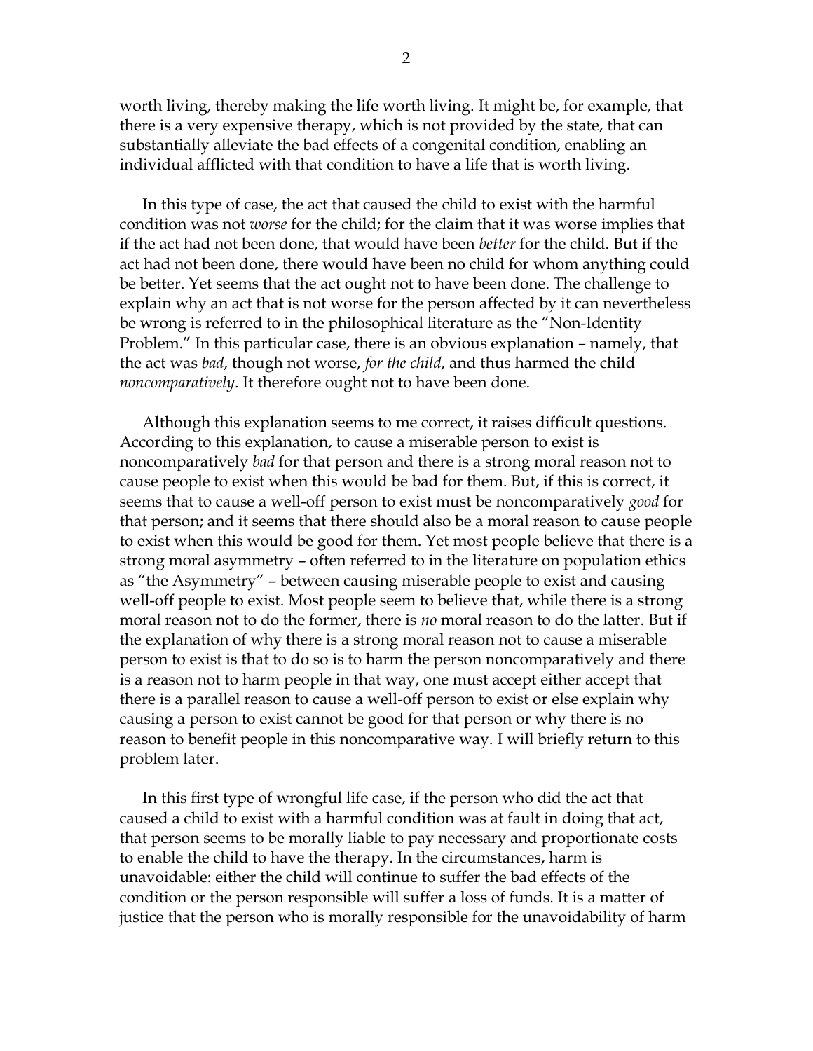worth living, thereby making the life worth living. It might be, for example, that there is a very expensive therapy, which is not provided by the state, that can substantially alleviate the bad effects of a congenital condition, enabling an individual afflicted with that condition to have a life that is worth living.

In this type of case, the act that caused the child to exist with the harmful condition was not *worse* for the child; for the claim that it was worse implies that if the act had not been done, that would have been *better* for the child. But if the act had not been done, there would have been no child for whom anything could be better. Yet seems that the act ought not to have been done. The challenge to explain why an act that is not worse for the person affected by it can nevertheless be wrong is referred to in the philosophical literature as the "Non-Identity Problem." In this particular case, there is an obvious explanation – namely, that the act was *bad*, though not worse, *for the child*, and thus harmed the child *noncomparatively*. It therefore ought not to have been done.

Although this explanation seems to me correct, it raises difficult questions. According to this explanation, to cause a miserable person to exist is noncomparatively *bad* for that person and there is a strong moral reason not to cause people to exist when this would be bad for them. But, if this is correct, it seems that to cause a well-off person to exist must be noncomparatively *good* for that person; and it seems that there should also be a moral reason to cause people to exist when this would be good for them. Yet most people believe that there is a strong moral asymmetry – often referred to in the literature on population ethics as "the Asymmetry" – between causing miserable people to exist and causing well-off people to exist. Most people seem to believe that, while there is a strong moral reason not to do the former, there is *no* moral reason to do the latter. But if the explanation of why there is a strong moral reason not to cause a miserable person to exist is that to do so is to harm the person noncomparatively and there is a reason not to harm people in that way, one must accept either accept that there is a parallel reason to cause a well-off person to exist or else explain why causing a person to exist cannot be good for that person or why there is no reason to benefit people in this noncomparative way. I will briefly return to this problem later.

In this first type of wrongful life case, if the person who did the act that caused a child to exist with a harmful condition was at fault in doing that act, that person seems to be morally liable to pay necessary and proportionate costs to enable the child to have the therapy. In the circumstances, harm is unavoidable: either the child will continue to suffer the bad effects of the condition or the person responsible will suffer a loss of funds. It is a matter of justice that the person who is morally responsible for the unavoidability of harm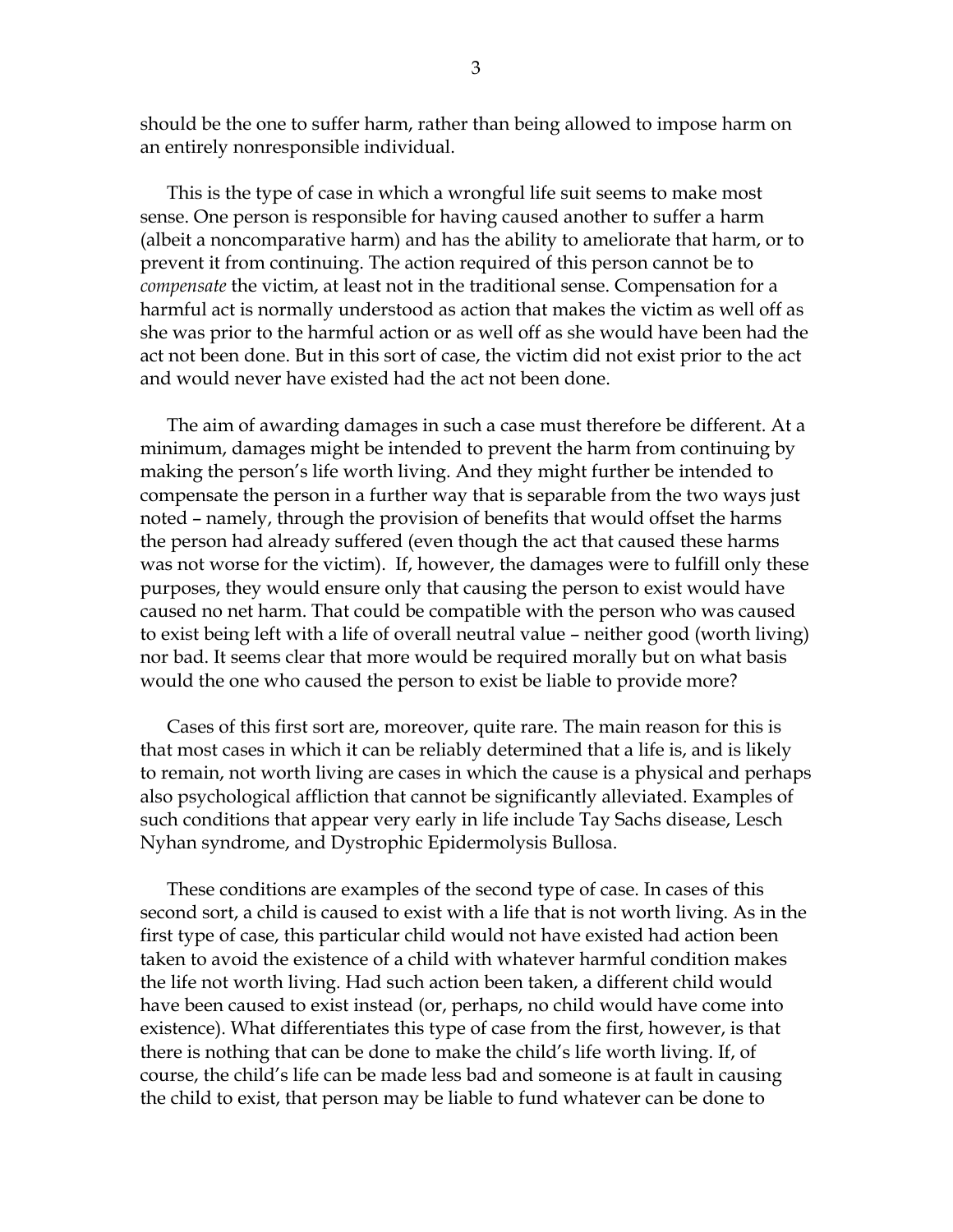should be the one to suffer harm, rather than being allowed to impose harm on an entirely nonresponsible individual.

This is the type of case in which a wrongful life suit seems to make most sense. One person is responsible for having caused another to suffer a harm (albeit a noncomparative harm) and has the ability to ameliorate that harm, or to prevent it from continuing. The action required of this person cannot be to *compensate* the victim, at least not in the traditional sense. Compensation for a harmful act is normally understood as action that makes the victim as well off as she was prior to the harmful action or as well off as she would have been had the act not been done. But in this sort of case, the victim did not exist prior to the act and would never have existed had the act not been done.

The aim of awarding damages in such a case must therefore be different. At a minimum, damages might be intended to prevent the harm from continuing by making the person's life worth living. And they might further be intended to compensate the person in a further way that is separable from the two ways just noted – namely, through the provision of benefits that would offset the harms the person had already suffered (even though the act that caused these harms was not worse for the victim). If, however, the damages were to fulfill only these purposes, they would ensure only that causing the person to exist would have caused no net harm. That could be compatible with the person who was caused to exist being left with a life of overall neutral value – neither good (worth living) nor bad. It seems clear that more would be required morally but on what basis would the one who caused the person to exist be liable to provide more?

Cases of this first sort are, moreover, quite rare. The main reason for this is that most cases in which it can be reliably determined that a life is, and is likely to remain, not worth living are cases in which the cause is a physical and perhaps also psychological affliction that cannot be significantly alleviated. Examples of such conditions that appear very early in life include Tay Sachs disease, Lesch Nyhan syndrome, and Dystrophic Epidermolysis Bullosa.

These conditions are examples of the second type of case. In cases of this second sort, a child is caused to exist with a life that is not worth living. As in the first type of case, this particular child would not have existed had action been taken to avoid the existence of a child with whatever harmful condition makes the life not worth living. Had such action been taken, a different child would have been caused to exist instead (or, perhaps, no child would have come into existence). What differentiates this type of case from the first, however, is that there is nothing that can be done to make the child's life worth living. If, of course, the child's life can be made less bad and someone is at fault in causing the child to exist, that person may be liable to fund whatever can be done to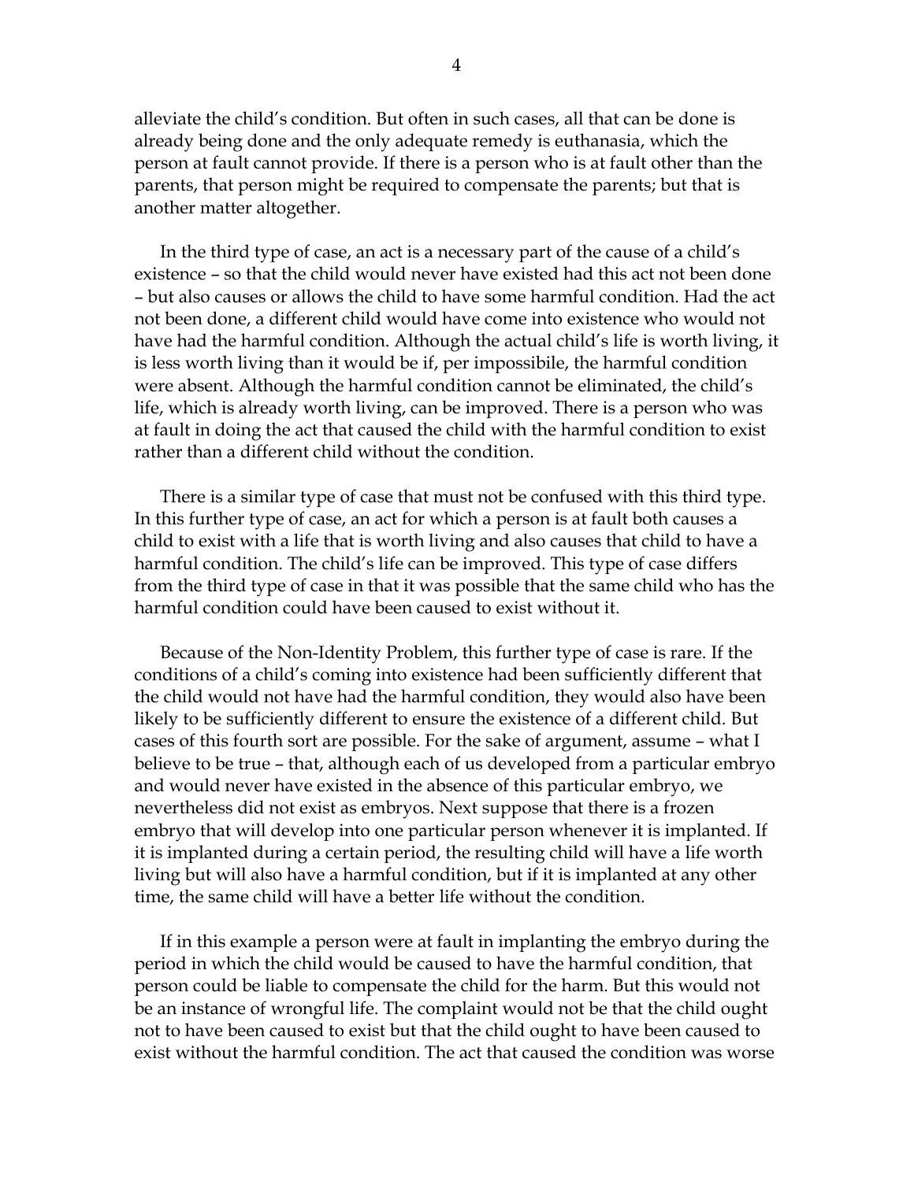alleviate the child's condition. But often in such cases, all that can be done is already being done and the only adequate remedy is euthanasia, which the person at fault cannot provide. If there is a person who is at fault other than the parents, that person might be required to compensate the parents; but that is another matter altogether.

In the third type of case, an act is a necessary part of the cause of a child's existence – so that the child would never have existed had this act not been done – but also causes or allows the child to have some harmful condition. Had the act not been done, a different child would have come into existence who would not have had the harmful condition. Although the actual child's life is worth living, it is less worth living than it would be if, per impossibile, the harmful condition were absent. Although the harmful condition cannot be eliminated, the child's life, which is already worth living, can be improved. There is a person who was at fault in doing the act that caused the child with the harmful condition to exist rather than a different child without the condition.

There is a similar type of case that must not be confused with this third type. In this further type of case, an act for which a person is at fault both causes a child to exist with a life that is worth living and also causes that child to have a harmful condition. The child's life can be improved. This type of case differs from the third type of case in that it was possible that the same child who has the harmful condition could have been caused to exist without it.

Because of the Non-Identity Problem, this further type of case is rare. If the conditions of a child's coming into existence had been sufficiently different that the child would not have had the harmful condition, they would also have been likely to be sufficiently different to ensure the existence of a different child. But cases of this fourth sort are possible. For the sake of argument, assume – what I believe to be true – that, although each of us developed from a particular embryo and would never have existed in the absence of this particular embryo, we nevertheless did not exist as embryos. Next suppose that there is a frozen embryo that will develop into one particular person whenever it is implanted. If it is implanted during a certain period, the resulting child will have a life worth living but will also have a harmful condition, but if it is implanted at any other time, the same child will have a better life without the condition.

If in this example a person were at fault in implanting the embryo during the period in which the child would be caused to have the harmful condition, that person could be liable to compensate the child for the harm. But this would not be an instance of wrongful life. The complaint would not be that the child ought not to have been caused to exist but that the child ought to have been caused to exist without the harmful condition. The act that caused the condition was worse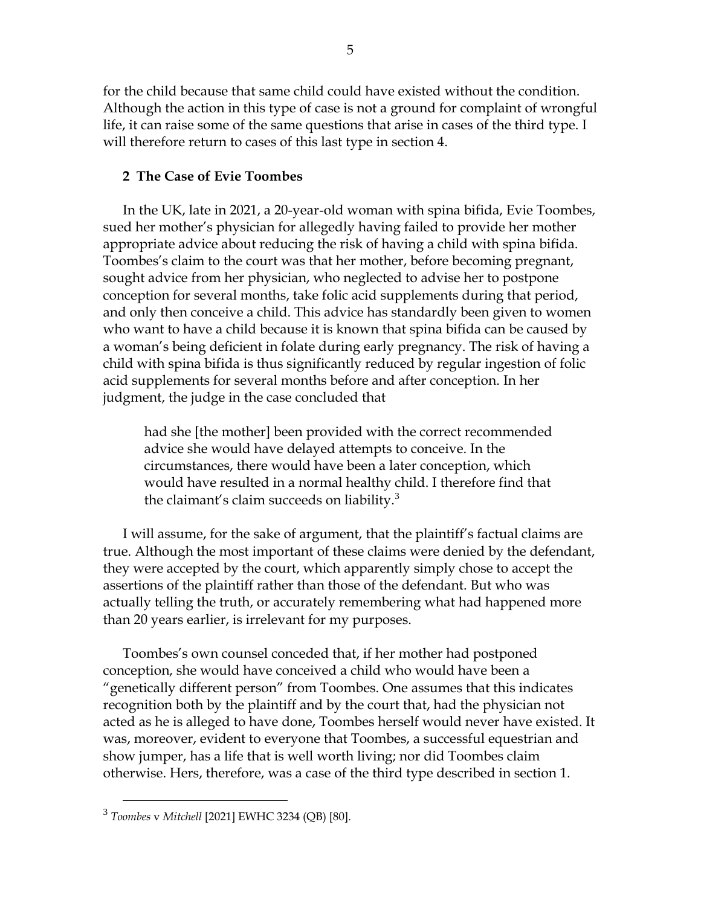for the child because that same child could have existed without the condition. Although the action in this type of case is not a ground for complaint of wrongful life, it can raise some of the same questions that arise in cases of the third type. I will therefore return to cases of this last type in section 4.

## 2 The Case of Evie Toombes

In the UK, late in 2021, a 20-year-old woman with spina bifida, Evie Toombes, sued her mother's physician for allegedly having failed to provide her mother appropriate advice about reducing the risk of having a child with spina bifida. Toombes's claim to the court was that her mother, before becoming pregnant, sought advice from her physician, who neglected to advise her to postpone conception for several months, take folic acid supplements during that period, and only then conceive a child. This advice has standardly been given to women who want to have a child because it is known that spina bifida can be caused by a woman's being deficient in folate during early pregnancy. The risk of having a child with spina bifida is thus significantly reduced by regular ingestion of folic acid supplements for several months before and after conception. In her judgment, the judge in the case concluded that

> had she [the mother] been provided with the correct recommended advice she would have delayed attempts to conceive. In the circumstances, there would have been a later conception, which would have resulted in a normal healthy child. I therefore find that the claimant's claim succeeds on liability.[3]

I will assume, for the sake of argument, that the plaintiff's factual claims are true. Although the most important of these claims were denied by the defendant, they were accepted by the court, which apparently simply chose to accept the assertions of the plaintiff rather than those of the defendant. But who was actually telling the truth, or accurately remembering what had happened more than 20 years earlier, is irrelevant for my purposes.

Toombes's own counsel conceded that, if her mother had postponed conception, she would have conceived a child who would have been a "genetically different person" from Toombes. One assumes that this indicates recognition both by the plaintiff and by the court that, had the physician not acted as he is alleged to have done, Toombes herself would never have existed. It was, moreover, evident to everyone that Toombes, a successful equestrian and show jumper, has a life that is well worth living; nor did Toombes claim otherwise. Hers, therefore, was a case of the third type described in section 1.

---

[3] *Toombes* v *Mitchell* [2021] EWHC 3234 (QB) [80].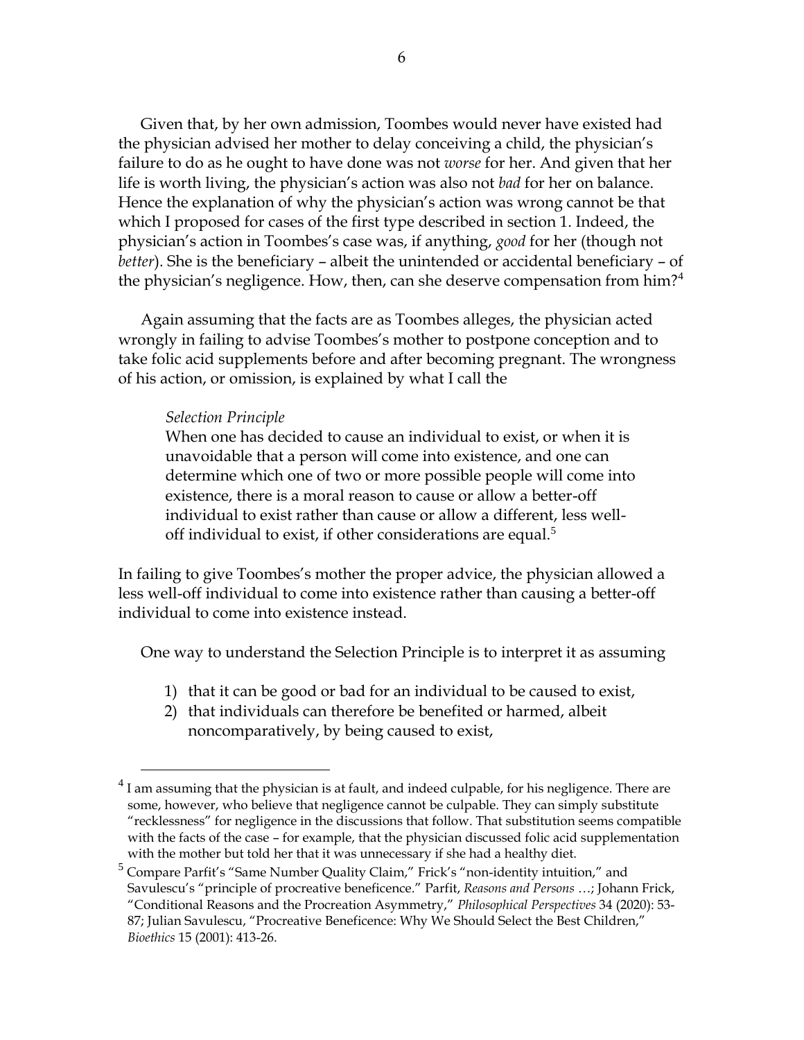Given that, by her own admission, Toombes would never have existed had the physician advised her mother to delay conceiving a child, the physician's failure to do as he ought to have done was not *worse* for her. And given that her life is worth living, the physician's action was also not *bad* for her on balance. Hence the explanation of why the physician's action was wrong cannot be that which I proposed for cases of the first type described in section 1. Indeed, the physician's action in Toombes's case was, if anything, *good* for her (though not *better*). She is the beneficiary – albeit the unintended or accidental beneficiary – of the physician's negligence. How, then, can she deserve compensation from him?[4]

Again assuming that the facts are as Toombes alleges, the physician acted wrongly in failing to advise Toombes's mother to postpone conception and to take folic acid supplements before and after becoming pregnant. The wrongness of his action, or omission, is explained by what I call the

> *Selection Principle*
> When one has decided to cause an individual to exist, or when it is unavoidable that a person will come into existence, and one can determine which one of two or more possible people will come into existence, there is a moral reason to cause or allow a better-off individual to exist rather than cause or allow a different, less well-off individual to exist, if other considerations are equal.[5]

In failing to give Toombes's mother the proper advice, the physician allowed a less well-off individual to come into existence rather than causing a better-off individual to come into existence instead.

One way to understand the Selection Principle is to interpret it as assuming

1) that it can be good or bad for an individual to be caused to exist,
2) that individuals can therefore be benefited or harmed, albeit noncomparatively, by being caused to exist,

---

[4] I am assuming that the physician is at fault, and indeed culpable, for his negligence. There are some, however, who believe that negligence cannot be culpable. They can simply substitute "recklessness" for negligence in the discussions that follow. That substitution seems compatible with the facts of the case – for example, that the physician discussed folic acid supplementation with the mother but told her that it was unnecessary if she had a healthy diet.

[5] Compare Parfit's "Same Number Quality Claim," Frick's "non-identity intuition," and Savulescu's "principle of procreative beneficence." Parfit, *Reasons and Persons* …; Johann Frick, "Conditional Reasons and the Procreation Asymmetry," *Philosophical Perspectives* 34 (2020): 53-87; Julian Savulescu, "Procreative Beneficence: Why We Should Select the Best Children," *Bioethics* 15 (2001): 413-26.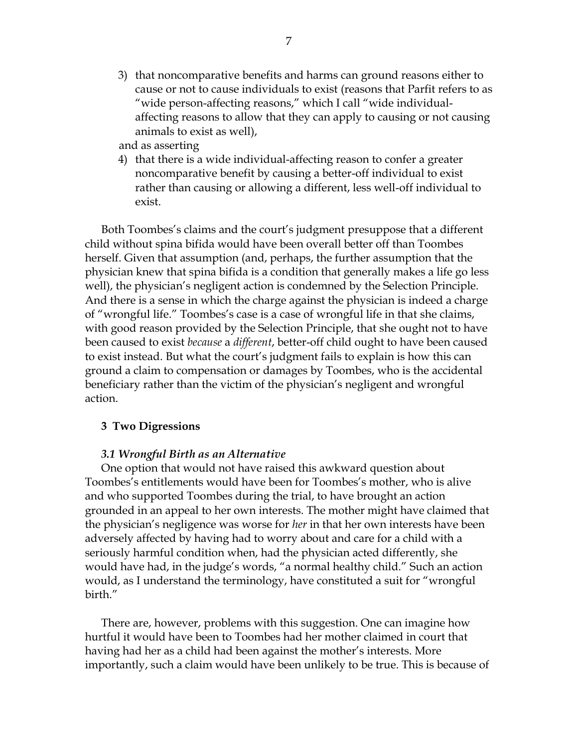3) that noncomparative benefits and harms can ground reasons either to cause or not to cause individuals to exist (reasons that Parfit refers to as "wide person-affecting reasons," which I call "wide individual-affecting reasons to allow that they can apply to causing or not causing animals to exist as well),

and as asserting

4) that there is a wide individual-affecting reason to confer a greater noncomparative benefit by causing a better-off individual to exist rather than causing or allowing a different, less well-off individual to exist.

Both Toombes's claims and the court's judgment presuppose that a different child without spina bifida would have been overall better off than Toombes herself. Given that assumption (and, perhaps, the further assumption that the physician knew that spina bifida is a condition that generally makes a life go less well), the physician's negligent action is condemned by the Selection Principle. And there is a sense in which the charge against the physician is indeed a charge of "wrongful life." Toombes's case is a case of wrongful life in that she claims, with good reason provided by the Selection Principle, that she ought not to have been caused to exist *because* a *different*, better-off child ought to have been caused to exist instead. But what the court's judgment fails to explain is how this can ground a claim to compensation or damages by Toombes, who is the accidental beneficiary rather than the victim of the physician's negligent and wrongful action.

## 3 Two Digressions

### *3.1 Wrongful Birth as an Alternative*

One option that would not have raised this awkward question about Toombes's entitlements would have been for Toombes's mother, who is alive and who supported Toombes during the trial, to have brought an action grounded in an appeal to her own interests. The mother might have claimed that the physician's negligence was worse for *her* in that her own interests have been adversely affected by having had to worry about and care for a child with a seriously harmful condition when, had the physician acted differently, she would have had, in the judge's words, "a normal healthy child." Such an action would, as I understand the terminology, have constituted a suit for "wrongful birth."

There are, however, problems with this suggestion. One can imagine how hurtful it would have been to Toombes had her mother claimed in court that having had her as a child had been against the mother's interests. More importantly, such a claim would have been unlikely to be true. This is because of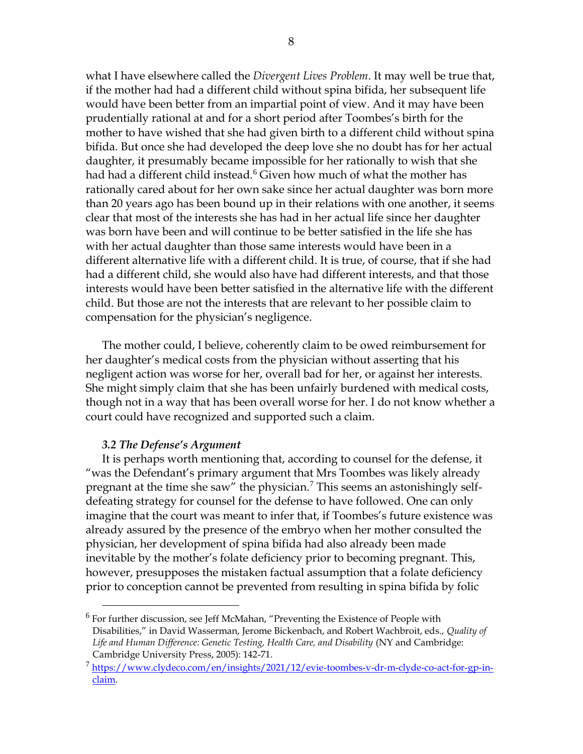what I have elsewhere called the *Divergent Lives Problem*. It may well be true that, if the mother had had a different child without spina bifida, her subsequent life would have been better from an impartial point of view. And it may have been prudentially rational at and for a short period after Toombes's birth for the mother to have wished that she had given birth to a different child without spina bifida. But once she had developed the deep love she no doubt has for her actual daughter, it presumably became impossible for her rationally to wish that she had had a different child instead.[6] Given how much of what the mother has rationally cared about for her own sake since her actual daughter was born more than 20 years ago has been bound up in their relations with one another, it seems clear that most of the interests she has had in her actual life since her daughter was born have been and will continue to be better satisfied in the life she has with her actual daughter than those same interests would have been in a different alternative life with a different child. It is true, of course, that if she had had a different child, she would also have had different interests, and that those interests would have been better satisfied in the alternative life with the different child. But those are not the interests that are relevant to her possible claim to compensation for the physician's negligence.

The mother could, I believe, coherently claim to be owed reimbursement for her daughter's medical costs from the physician without asserting that his negligent action was worse for her, overall bad for her, or against her interests. She might simply claim that she has been unfairly burdened with medical costs, though not in a way that has been overall worse for her. I do not know whether a court could have recognized and supported such a claim.

### *3.2 The Defense's Argument*

It is perhaps worth mentioning that, according to counsel for the defense, it "was the Defendant's primary argument that Mrs Toombes was likely already pregnant at the time she saw" the physician.[7] This seems an astonishingly self-defeating strategy for counsel for the defense to have followed. One can only imagine that the court was meant to infer that, if Toombes's future existence was already assured by the presence of the embryo when her mother consulted the physician, her development of spina bifida had also already been made inevitable by the mother's folate deficiency prior to becoming pregnant. This, however, presupposes the mistaken factual assumption that a folate deficiency prior to conception cannot be prevented from resulting in spina bifida by folic

---

[6] For further discussion, see Jeff McMahan, "Preventing the Existence of People with Disabilities," in David Wasserman, Jerome Bickenbach, and Robert Wachbroit, eds., *Quality of Life and Human Difference: Genetic Testing, Health Care, and Disability* (NY and Cambridge: Cambridge University Press, 2005): 142-71.

[7] https://www.clydeco.com/en/insights/2021/12/evie-toombes-v-dr-m-clyde-co-act-for-gp-in-claim.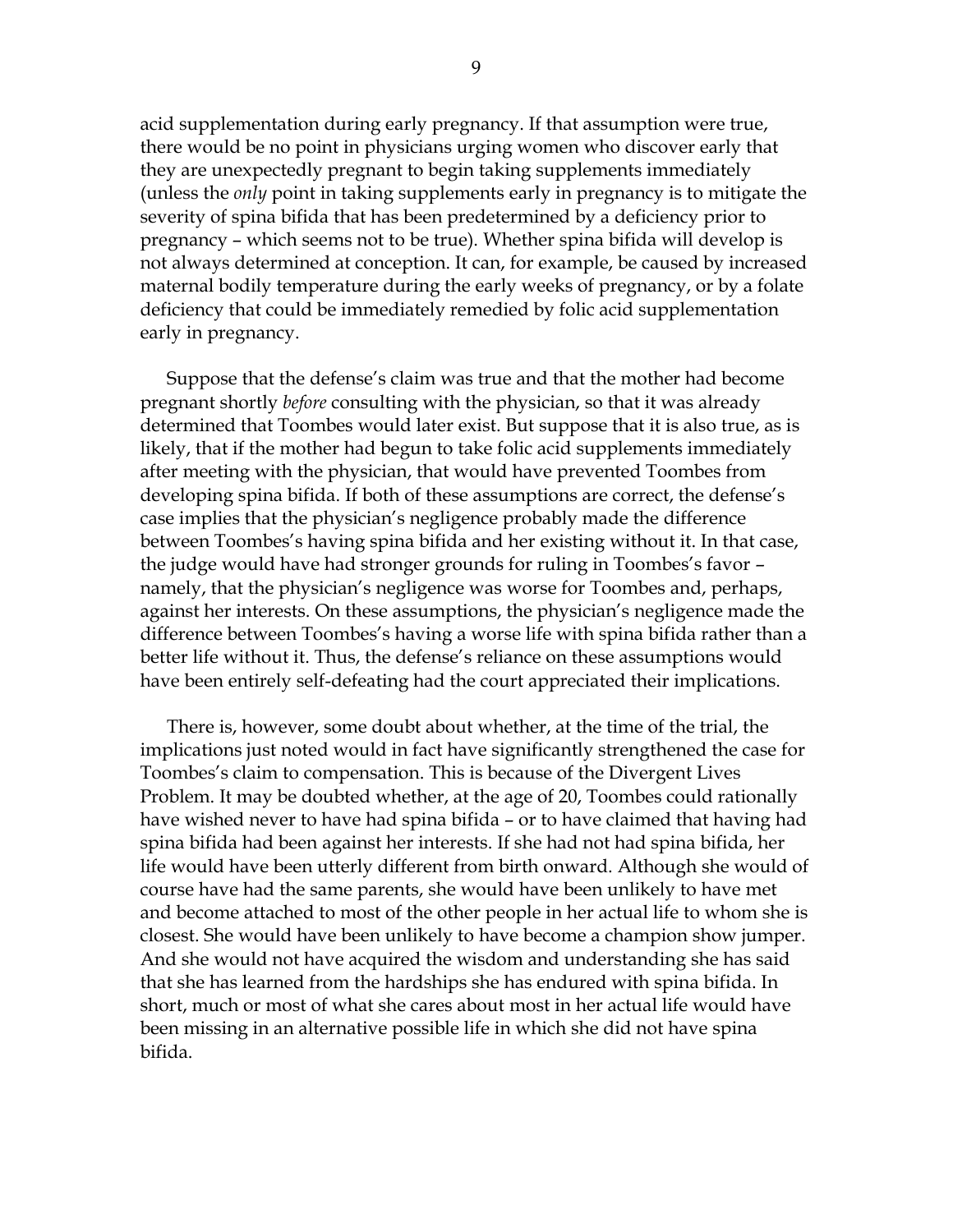acid supplementation during early pregnancy. If that assumption were true, there would be no point in physicians urging women who discover early that they are unexpectedly pregnant to begin taking supplements immediately (unless the *only* point in taking supplements early in pregnancy is to mitigate the severity of spina bifida that has been predetermined by a deficiency prior to pregnancy – which seems not to be true). Whether spina bifida will develop is not always determined at conception. It can, for example, be caused by increased maternal bodily temperature during the early weeks of pregnancy, or by a folate deficiency that could be immediately remedied by folic acid supplementation early in pregnancy.

Suppose that the defense's claim was true and that the mother had become pregnant shortly *before* consulting with the physician, so that it was already determined that Toombes would later exist. But suppose that it is also true, as is likely, that if the mother had begun to take folic acid supplements immediately after meeting with the physician, that would have prevented Toombes from developing spina bifida. If both of these assumptions are correct, the defense's case implies that the physician's negligence probably made the difference between Toombes's having spina bifida and her existing without it. In that case, the judge would have had stronger grounds for ruling in Toombes's favor – namely, that the physician's negligence was worse for Toombes and, perhaps, against her interests. On these assumptions, the physician's negligence made the difference between Toombes's having a worse life with spina bifida rather than a better life without it. Thus, the defense's reliance on these assumptions would have been entirely self-defeating had the court appreciated their implications.

There is, however, some doubt about whether, at the time of the trial, the implications just noted would in fact have significantly strengthened the case for Toombes's claim to compensation. This is because of the Divergent Lives Problem. It may be doubted whether, at the age of 20, Toombes could rationally have wished never to have had spina bifida – or to have claimed that having had spina bifida had been against her interests. If she had not had spina bifida, her life would have been utterly different from birth onward. Although she would of course have had the same parents, she would have been unlikely to have met and become attached to most of the other people in her actual life to whom she is closest. She would have been unlikely to have become a champion show jumper. And she would not have acquired the wisdom and understanding she has said that she has learned from the hardships she has endured with spina bifida. In short, much or most of what she cares about most in her actual life would have been missing in an alternative possible life in which she did not have spina bifida.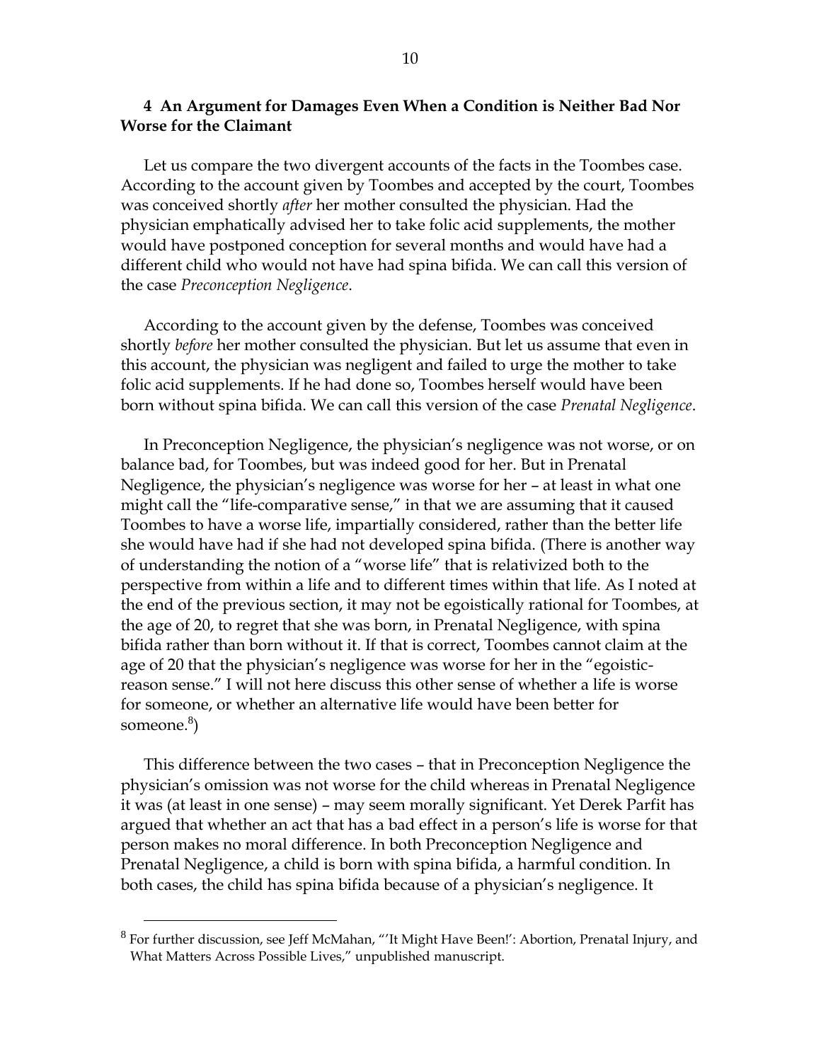## 4 An Argument for Damages Even When a Condition is Neither Bad Nor Worse for the Claimant

Let us compare the two divergent accounts of the facts in the Toombes case. According to the account given by Toombes and accepted by the court, Toombes was conceived shortly *after* her mother consulted the physician. Had the physician emphatically advised her to take folic acid supplements, the mother would have postponed conception for several months and would have had a different child who would not have had spina bifida. We can call this version of the case *Preconception Negligence*.

According to the account given by the defense, Toombes was conceived shortly *before* her mother consulted the physician. But let us assume that even in this account, the physician was negligent and failed to urge the mother to take folic acid supplements. If he had done so, Toombes herself would have been born without spina bifida. We can call this version of the case *Prenatal Negligence*.

In Preconception Negligence, the physician's negligence was not worse, or on balance bad, for Toombes, but was indeed good for her. But in Prenatal Negligence, the physician's negligence was worse for her – at least in what one might call the "life-comparative sense," in that we are assuming that it caused Toombes to have a worse life, impartially considered, rather than the better life she would have had if she had not developed spina bifida. (There is another way of understanding the notion of a "worse life" that is relativized both to the perspective from within a life and to different times within that life. As I noted at the end of the previous section, it may not be egoistically rational for Toombes, at the age of 20, to regret that she was born, in Prenatal Negligence, with spina bifida rather than born without it. If that is correct, Toombes cannot claim at the age of 20 that the physician's negligence was worse for her in the "egoistic-reason sense." I will not here discuss this other sense of whether a life is worse for someone, or whether an alternative life would have been better for someone.[8])

This difference between the two cases – that in Preconception Negligence the physician's omission was not worse for the child whereas in Prenatal Negligence it was (at least in one sense) – may seem morally significant. Yet Derek Parfit has argued that whether an act that has a bad effect in a person's life is worse for that person makes no moral difference. In both Preconception Negligence and Prenatal Negligence, a child is born with spina bifida, a harmful condition. In both cases, the child has spina bifida because of a physician's negligence. It

[8] For further discussion, see Jeff McMahan, "'It Might Have Been!': Abortion, Prenatal Injury, and What Matters Across Possible Lives," unpublished manuscript.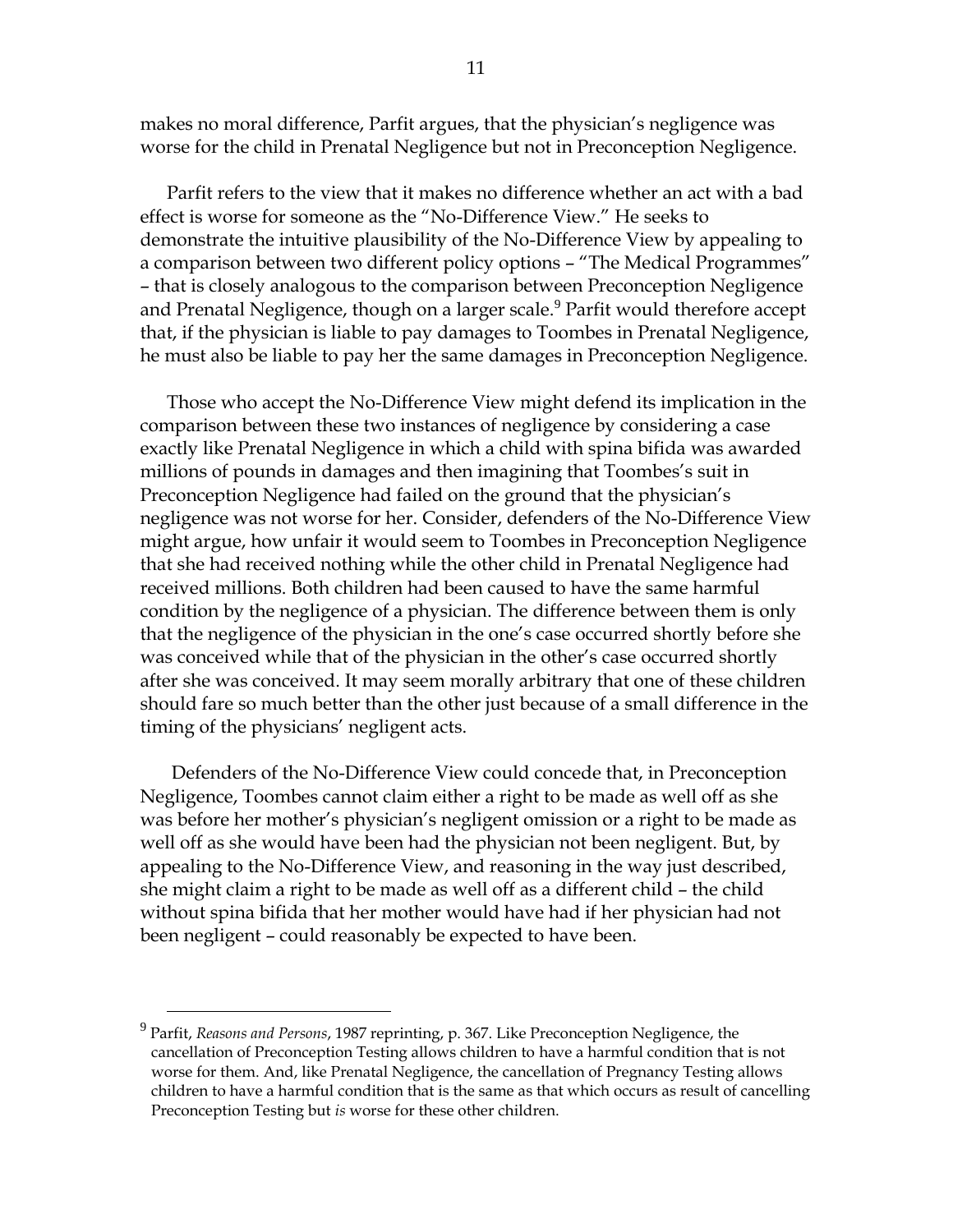makes no moral difference, Parfit argues, that the physician's negligence was worse for the child in Prenatal Negligence but not in Preconception Negligence.

Parfit refers to the view that it makes no difference whether an act with a bad effect is worse for someone as the "No-Difference View." He seeks to demonstrate the intuitive plausibility of the No-Difference View by appealing to a comparison between two different policy options – "The Medical Programmes" – that is closely analogous to the comparison between Preconception Negligence and Prenatal Negligence, though on a larger scale.[9] Parfit would therefore accept that, if the physician is liable to pay damages to Toombes in Prenatal Negligence, he must also be liable to pay her the same damages in Preconception Negligence.

Those who accept the No-Difference View might defend its implication in the comparison between these two instances of negligence by considering a case exactly like Prenatal Negligence in which a child with spina bifida was awarded millions of pounds in damages and then imagining that Toombes's suit in Preconception Negligence had failed on the ground that the physician's negligence was not worse for her. Consider, defenders of the No-Difference View might argue, how unfair it would seem to Toombes in Preconception Negligence that she had received nothing while the other child in Prenatal Negligence had received millions. Both children had been caused to have the same harmful condition by the negligence of a physician. The difference between them is only that the negligence of the physician in the one's case occurred shortly before she was conceived while that of the physician in the other's case occurred shortly after she was conceived. It may seem morally arbitrary that one of these children should fare so much better than the other just because of a small difference in the timing of the physicians' negligent acts.

Defenders of the No-Difference View could concede that, in Preconception Negligence, Toombes cannot claim either a right to be made as well off as she was before her mother's physician's negligent omission or a right to be made as well off as she would have been had the physician not been negligent. But, by appealing to the No-Difference View, and reasoning in the way just described, she might claim a right to be made as well off as a different child – the child without spina bifida that her mother would have had if her physician had not been negligent – could reasonably be expected to have been.

---

[9] Parfit, *Reasons and Persons*, 1987 reprinting, p. 367. Like Preconception Negligence, the cancellation of Preconception Testing allows children to have a harmful condition that is not worse for them. And, like Prenatal Negligence, the cancellation of Pregnancy Testing allows children to have a harmful condition that is the same as that which occurs as result of cancelling Preconception Testing but *is* worse for these other children.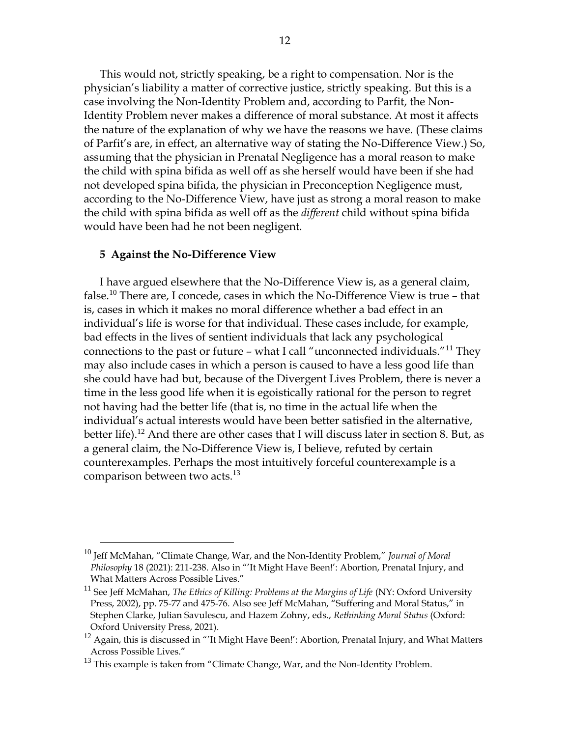This would not, strictly speaking, be a right to compensation. Nor is the physician's liability a matter of corrective justice, strictly speaking. But this is a case involving the Non-Identity Problem and, according to Parfit, the Non-Identity Problem never makes a difference of moral substance. At most it affects the nature of the explanation of why we have the reasons we have. (These claims of Parfit's are, in effect, an alternative way of stating the No-Difference View.) So, assuming that the physician in Prenatal Negligence has a moral reason to make the child with spina bifida as well off as she herself would have been if she had not developed spina bifida, the physician in Preconception Negligence must, according to the No-Difference View, have just as strong a moral reason to make the child with spina bifida as well off as the *different* child without spina bifida would have been had he not been negligent.

## 5 Against the No-Difference View

I have argued elsewhere that the No-Difference View is, as a general claim, false.[10] There are, I concede, cases in which the No-Difference View is true – that is, cases in which it makes no moral difference whether a bad effect in an individual's life is worse for that individual. These cases include, for example, bad effects in the lives of sentient individuals that lack any psychological connections to the past or future – what I call "unconnected individuals."[11] They may also include cases in which a person is caused to have a less good life than she could have had but, because of the Divergent Lives Problem, there is never a time in the less good life when it is egoistically rational for the person to regret not having had the better life (that is, no time in the actual life when the individual's actual interests would have been better satisfied in the alternative, better life).[12] And there are other cases that I will discuss later in section 8. But, as a general claim, the No-Difference View is, I believe, refuted by certain counterexamples. Perhaps the most intuitively forceful counterexample is a comparison between two acts.[13]

---

[10] Jeff McMahan, "Climate Change, War, and the Non-Identity Problem," *Journal of Moral Philosophy* 18 (2021): 211-238. Also in "'It Might Have Been!': Abortion, Prenatal Injury, and What Matters Across Possible Lives."

[11] See Jeff McMahan, *The Ethics of Killing: Problems at the Margins of Life* (NY: Oxford University Press, 2002), pp. 75-77 and 475-76. Also see Jeff McMahan, "Suffering and Moral Status," in Stephen Clarke, Julian Savulescu, and Hazem Zohny, eds., *Rethinking Moral Status* (Oxford: Oxford University Press, 2021).

[12] Again, this is discussed in "'It Might Have Been!': Abortion, Prenatal Injury, and What Matters Across Possible Lives."

[13] This example is taken from "Climate Change, War, and the Non-Identity Problem.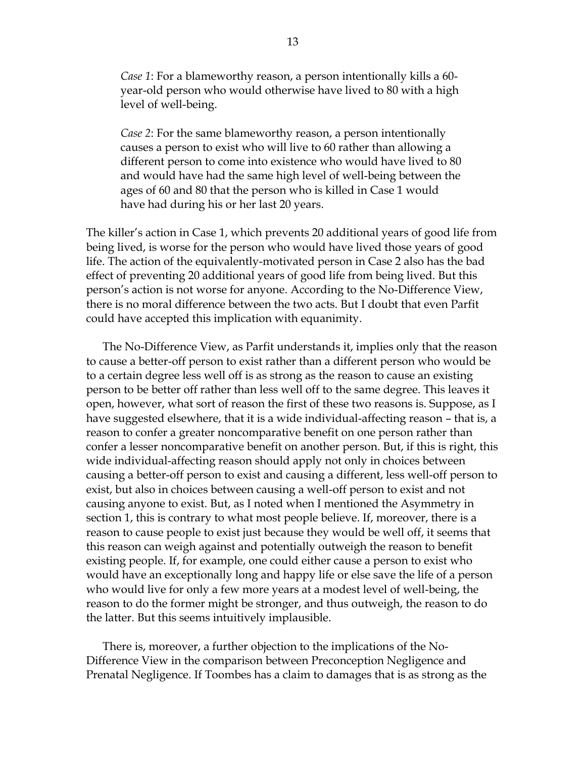*Case 1*: For a blameworthy reason, a person intentionally kills a 60-year-old person who would otherwise have lived to 80 with a high level of well-being.

*Case 2*: For the same blameworthy reason, a person intentionally causes a person to exist who will live to 60 rather than allowing a different person to come into existence who would have lived to 80 and would have had the same high level of well-being between the ages of 60 and 80 that the person who is killed in Case 1 would have had during his or her last 20 years.

The killer's action in Case 1, which prevents 20 additional years of good life from being lived, is worse for the person who would have lived those years of good life. The action of the equivalently-motivated person in Case 2 also has the bad effect of preventing 20 additional years of good life from being lived. But this person's action is not worse for anyone. According to the No-Difference View, there is no moral difference between the two acts. But I doubt that even Parfit could have accepted this implication with equanimity.

The No-Difference View, as Parfit understands it, implies only that the reason to cause a better-off person to exist rather than a different person who would be to a certain degree less well off is as strong as the reason to cause an existing person to be better off rather than less well off to the same degree. This leaves it open, however, what sort of reason the first of these two reasons is. Suppose, as I have suggested elsewhere, that it is a wide individual-affecting reason – that is, a reason to confer a greater noncomparative benefit on one person rather than confer a lesser noncomparative benefit on another person. But, if this is right, this wide individual-affecting reason should apply not only in choices between causing a better-off person to exist and causing a different, less well-off person to exist, but also in choices between causing a well-off person to exist and not causing anyone to exist. But, as I noted when I mentioned the Asymmetry in section 1, this is contrary to what most people believe. If, moreover, there is a reason to cause people to exist just because they would be well off, it seems that this reason can weigh against and potentially outweigh the reason to benefit existing people. If, for example, one could either cause a person to exist who would have an exceptionally long and happy life or else save the life of a person who would live for only a few more years at a modest level of well-being, the reason to do the former might be stronger, and thus outweigh, the reason to do the latter. But this seems intuitively implausible.

There is, moreover, a further objection to the implications of the No-Difference View in the comparison between Preconception Negligence and Prenatal Negligence. If Toombes has a claim to damages that is as strong as the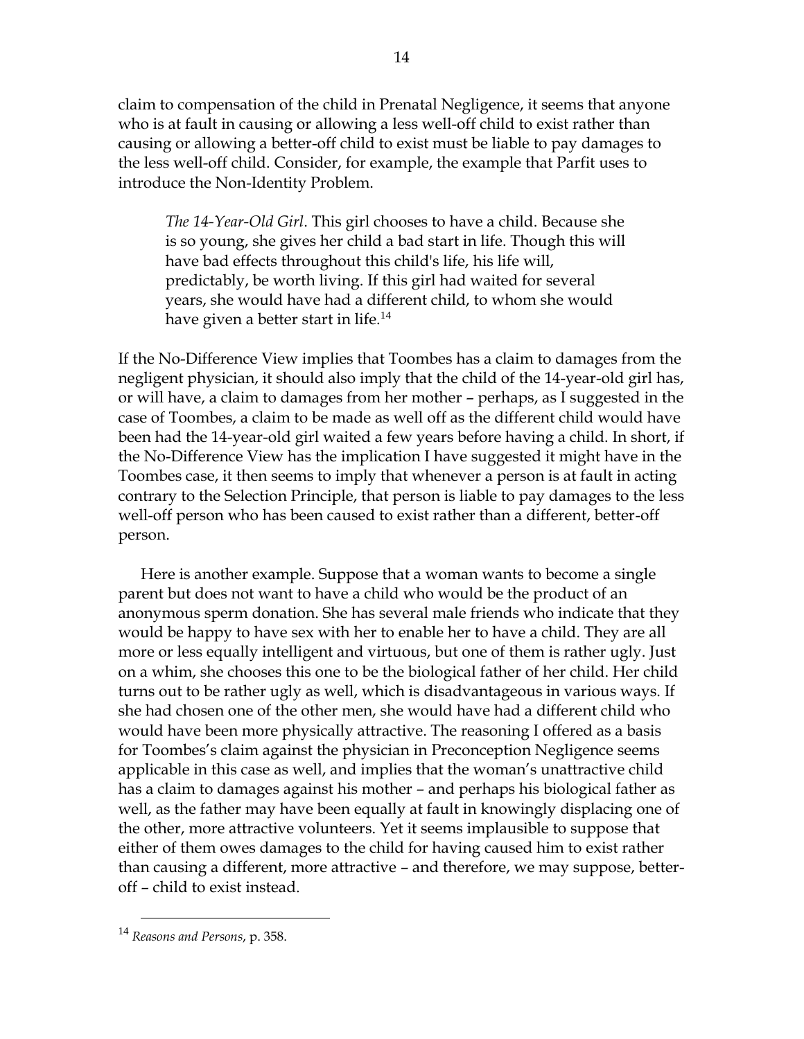claim to compensation of the child in Prenatal Negligence, it seems that anyone who is at fault in causing or allowing a less well-off child to exist rather than causing or allowing a better-off child to exist must be liable to pay damages to the less well-off child. Consider, for example, the example that Parfit uses to introduce the Non-Identity Problem.

> *The 14-Year-Old Girl*. This girl chooses to have a child. Because she is so young, she gives her child a bad start in life. Though this will have bad effects throughout this child's life, his life will, predictably, be worth living. If this girl had waited for several years, she would have had a different child, to whom she would have given a better start in life.[14]

If the No-Difference View implies that Toombes has a claim to damages from the negligent physician, it should also imply that the child of the 14-year-old girl has, or will have, a claim to damages from her mother – perhaps, as I suggested in the case of Toombes, a claim to be made as well off as the different child would have been had the 14-year-old girl waited a few years before having a child. In short, if the No-Difference View has the implication I have suggested it might have in the Toombes case, it then seems to imply that whenever a person is at fault in acting contrary to the Selection Principle, that person is liable to pay damages to the less well-off person who has been caused to exist rather than a different, better-off person.

Here is another example. Suppose that a woman wants to become a single parent but does not want to have a child who would be the product of an anonymous sperm donation. She has several male friends who indicate that they would be happy to have sex with her to enable her to have a child. They are all more or less equally intelligent and virtuous, but one of them is rather ugly. Just on a whim, she chooses this one to be the biological father of her child. Her child turns out to be rather ugly as well, which is disadvantageous in various ways. If she had chosen one of the other men, she would have had a different child who would have been more physically attractive. The reasoning I offered as a basis for Toombes's claim against the physician in Preconception Negligence seems applicable in this case as well, and implies that the woman's unattractive child has a claim to damages against his mother – and perhaps his biological father as well, as the father may have been equally at fault in knowingly displacing one of the other, more attractive volunteers. Yet it seems implausible to suppose that either of them owes damages to the child for having caused him to exist rather than causing a different, more attractive – and therefore, we may suppose, better-off – child to exist instead.

[14] *Reasons and Persons*, p. 358.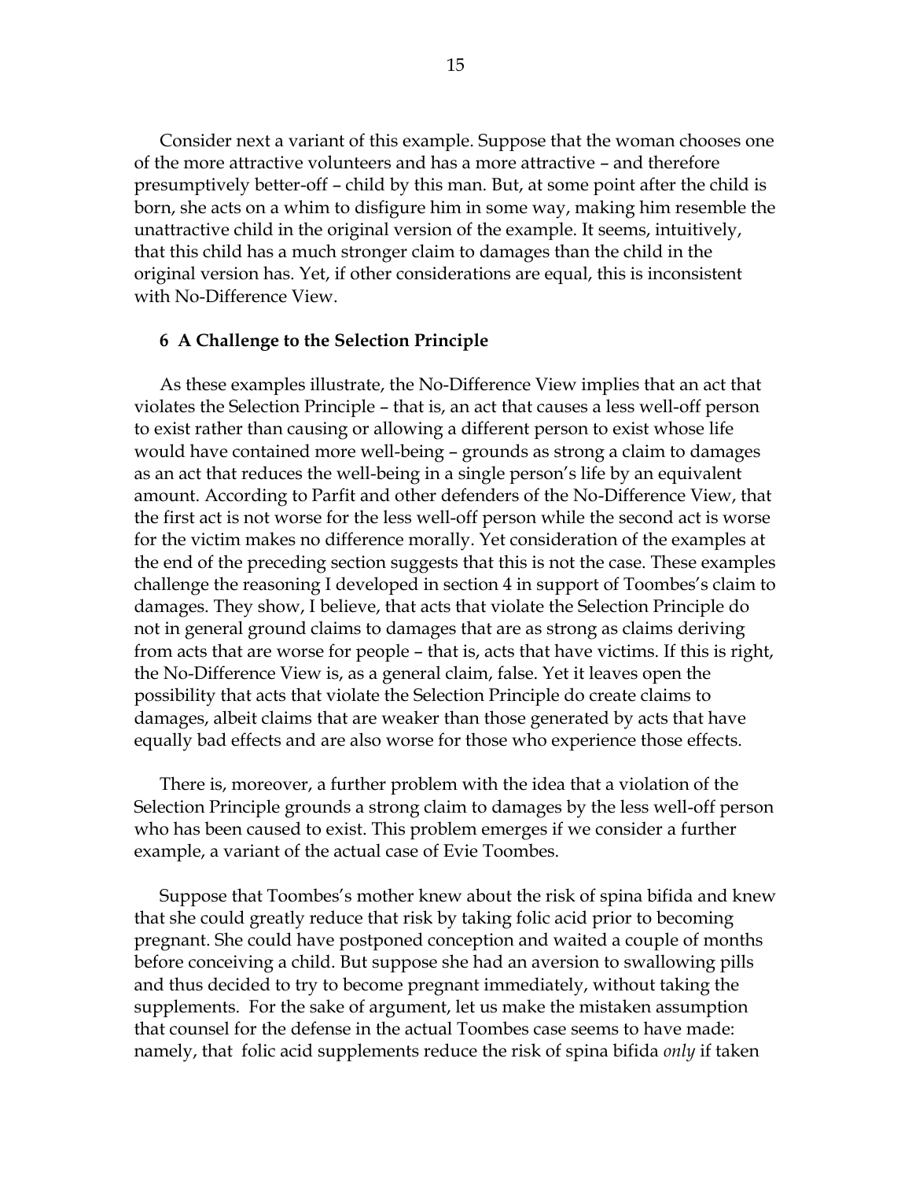Consider next a variant of this example. Suppose that the woman chooses one of the more attractive volunteers and has a more attractive – and therefore presumptively better-off – child by this man. But, at some point after the child is born, she acts on a whim to disfigure him in some way, making him resemble the unattractive child in the original version of the example. It seems, intuitively, that this child has a much stronger claim to damages than the child in the original version has. Yet, if other considerations are equal, this is inconsistent with No-Difference View.

## 6 A Challenge to the Selection Principle

As these examples illustrate, the No-Difference View implies that an act that violates the Selection Principle – that is, an act that causes a less well-off person to exist rather than causing or allowing a different person to exist whose life would have contained more well-being – grounds as strong a claim to damages as an act that reduces the well-being in a single person's life by an equivalent amount. According to Parfit and other defenders of the No-Difference View, that the first act is not worse for the less well-off person while the second act is worse for the victim makes no difference morally. Yet consideration of the examples at the end of the preceding section suggests that this is not the case. These examples challenge the reasoning I developed in section 4 in support of Toombes's claim to damages. They show, I believe, that acts that violate the Selection Principle do not in general ground claims to damages that are as strong as claims deriving from acts that are worse for people – that is, acts that have victims. If this is right, the No-Difference View is, as a general claim, false. Yet it leaves open the possibility that acts that violate the Selection Principle do create claims to damages, albeit claims that are weaker than those generated by acts that have equally bad effects and are also worse for those who experience those effects.

There is, moreover, a further problem with the idea that a violation of the Selection Principle grounds a strong claim to damages by the less well-off person who has been caused to exist. This problem emerges if we consider a further example, a variant of the actual case of Evie Toombes.

Suppose that Toombes's mother knew about the risk of spina bifida and knew that she could greatly reduce that risk by taking folic acid prior to becoming pregnant. She could have postponed conception and waited a couple of months before conceiving a child. But suppose she had an aversion to swallowing pills and thus decided to try to become pregnant immediately, without taking the supplements. For the sake of argument, let us make the mistaken assumption that counsel for the defense in the actual Toombes case seems to have made: namely, that folic acid supplements reduce the risk of spina bifida *only* if taken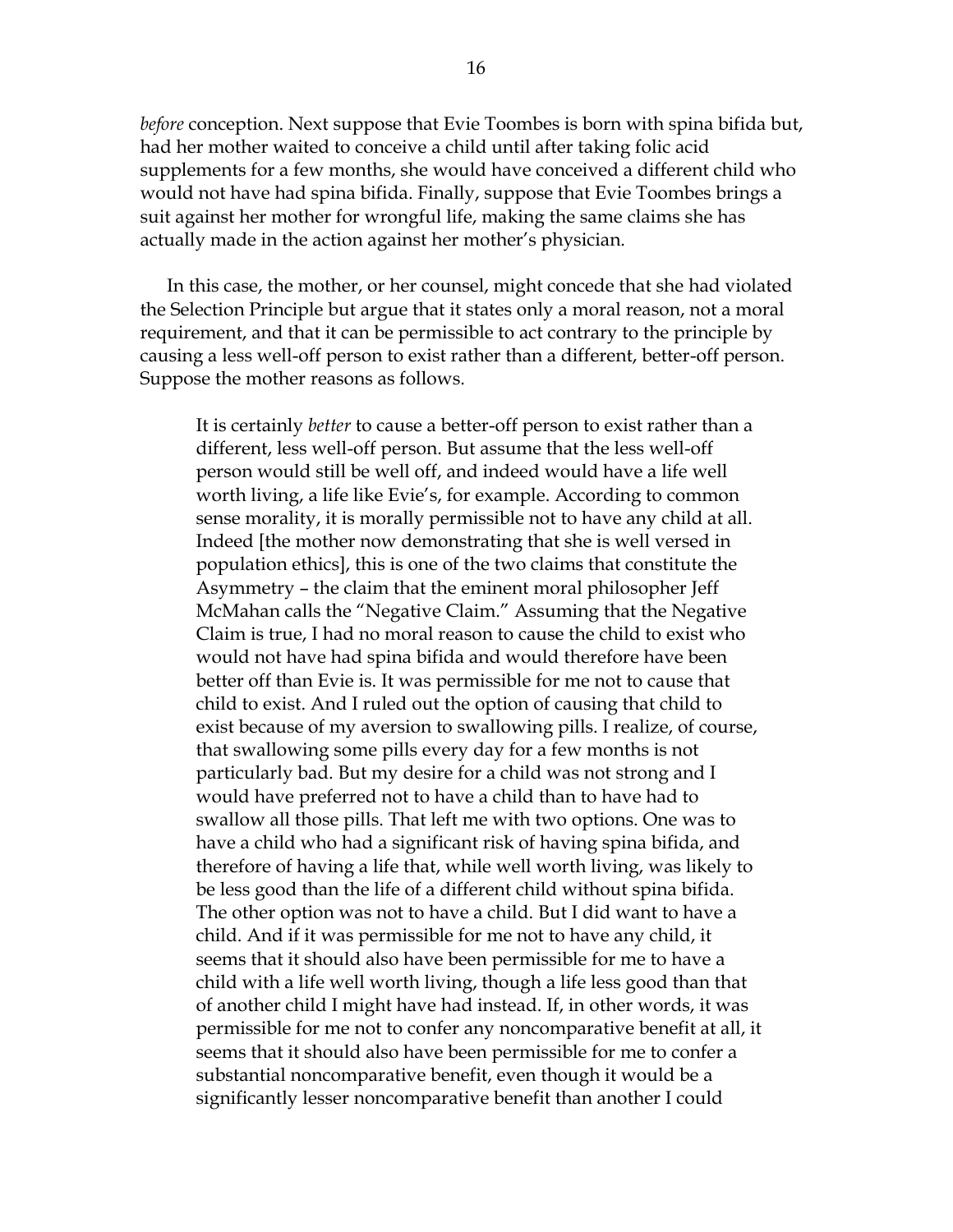*before* conception. Next suppose that Evie Toombes is born with spina bifida but, had her mother waited to conceive a child until after taking folic acid supplements for a few months, she would have conceived a different child who would not have had spina bifida. Finally, suppose that Evie Toombes brings a suit against her mother for wrongful life, making the same claims she has actually made in the action against her mother's physician.

In this case, the mother, or her counsel, might concede that she had violated the Selection Principle but argue that it states only a moral reason, not a moral requirement, and that it can be permissible to act contrary to the principle by causing a less well-off person to exist rather than a different, better-off person. Suppose the mother reasons as follows.

> It is certainly *better* to cause a better-off person to exist rather than a different, less well-off person. But assume that the less well-off person would still be well off, and indeed would have a life well worth living, a life like Evie's, for example. According to common sense morality, it is morally permissible not to have any child at all. Indeed [the mother now demonstrating that she is well versed in population ethics], this is one of the two claims that constitute the Asymmetry – the claim that the eminent moral philosopher Jeff McMahan calls the "Negative Claim." Assuming that the Negative Claim is true, I had no moral reason to cause the child to exist who would not have had spina bifida and would therefore have been better off than Evie is. It was permissible for me not to cause that child to exist. And I ruled out the option of causing that child to exist because of my aversion to swallowing pills. I realize, of course, that swallowing some pills every day for a few months is not particularly bad. But my desire for a child was not strong and I would have preferred not to have a child than to have had to swallow all those pills. That left me with two options. One was to have a child who had a significant risk of having spina bifida, and therefore of having a life that, while well worth living, was likely to be less good than the life of a different child without spina bifida. The other option was not to have a child. But I did want to have a child. And if it was permissible for me not to have any child, it seems that it should also have been permissible for me to have a child with a life well worth living, though a life less good than that of another child I might have had instead. If, in other words, it was permissible for me not to confer any noncomparative benefit at all, it seems that it should also have been permissible for me to confer a substantial noncomparative benefit, even though it would be a significantly lesser noncomparative benefit than another I could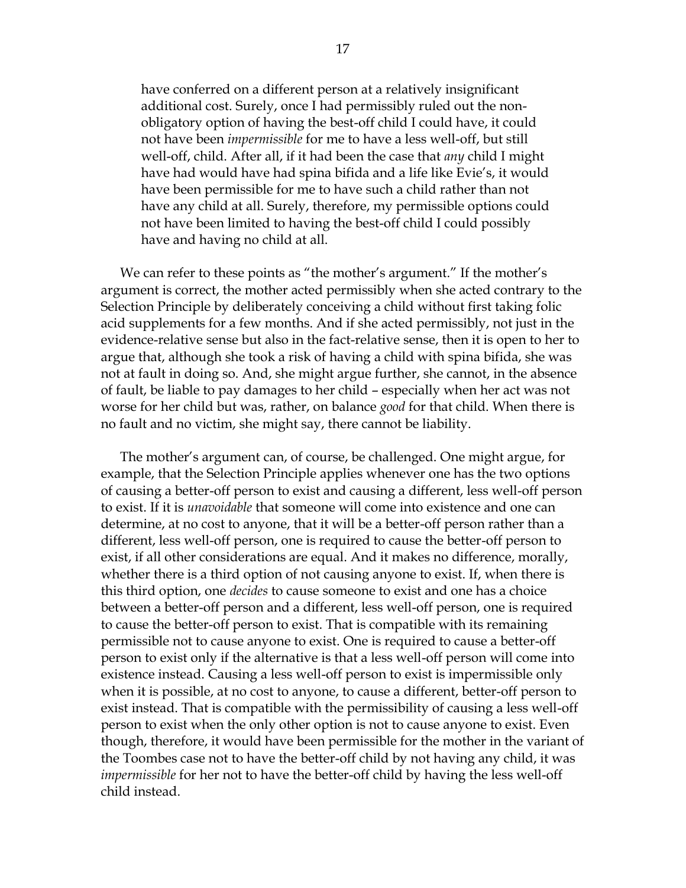> have conferred on a different person at a relatively insignificant additional cost. Surely, once I had permissibly ruled out the non-obligatory option of having the best-off child I could have, it could not have been *impermissible* for me to have a less well-off, but still well-off, child. After all, if it had been the case that *any* child I might have had would have had spina bifida and a life like Evie's, it would have been permissible for me to have such a child rather than not have any child at all. Surely, therefore, my permissible options could not have been limited to having the best-off child I could possibly have and having no child at all.

We can refer to these points as "the mother's argument." If the mother's argument is correct, the mother acted permissibly when she acted contrary to the Selection Principle by deliberately conceiving a child without first taking folic acid supplements for a few months. And if she acted permissibly, not just in the evidence-relative sense but also in the fact-relative sense, then it is open to her to argue that, although she took a risk of having a child with spina bifida, she was not at fault in doing so. And, she might argue further, she cannot, in the absence of fault, be liable to pay damages to her child – especially when her act was not worse for her child but was, rather, on balance *good* for that child. When there is no fault and no victim, she might say, there cannot be liability.

The mother's argument can, of course, be challenged. One might argue, for example, that the Selection Principle applies whenever one has the two options of causing a better-off person to exist and causing a different, less well-off person to exist. If it is *unavoidable* that someone will come into existence and one can determine, at no cost to anyone, that it will be a better-off person rather than a different, less well-off person, one is required to cause the better-off person to exist, if all other considerations are equal. And it makes no difference, morally, whether there is a third option of not causing anyone to exist. If, when there is this third option, one *decides* to cause someone to exist and one has a choice between a better-off person and a different, less well-off person, one is required to cause the better-off person to exist. That is compatible with its remaining permissible not to cause anyone to exist. One is required to cause a better-off person to exist only if the alternative is that a less well-off person will come into existence instead. Causing a less well-off person to exist is impermissible only when it is possible, at no cost to anyone, to cause a different, better-off person to exist instead. That is compatible with the permissibility of causing a less well-off person to exist when the only other option is not to cause anyone to exist. Even though, therefore, it would have been permissible for the mother in the variant of the Toombes case not to have the better-off child by not having any child, it was *impermissible* for her not to have the better-off child by having the less well-off child instead.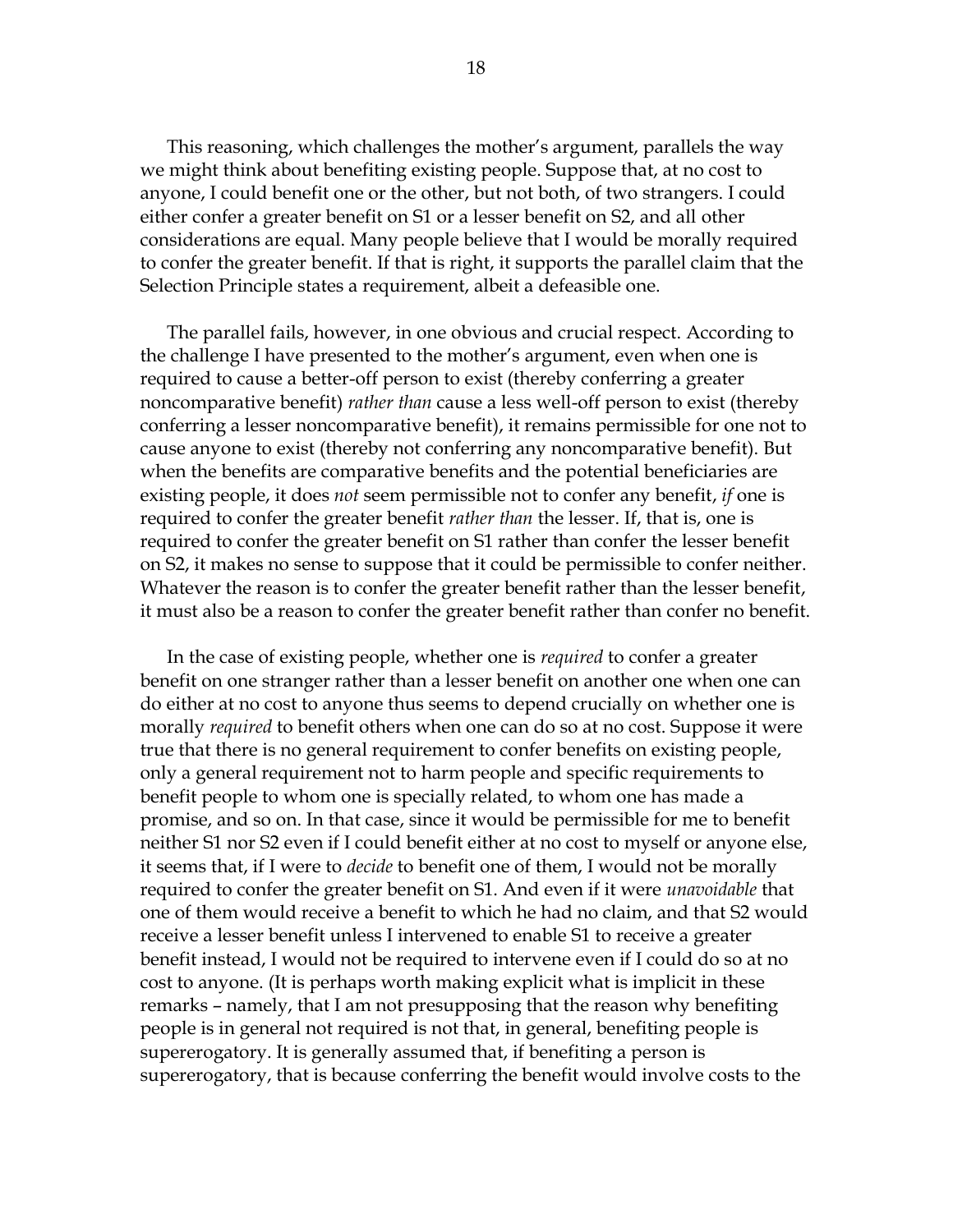This reasoning, which challenges the mother's argument, parallels the way we might think about benefiting existing people. Suppose that, at no cost to anyone, I could benefit one or the other, but not both, of two strangers. I could either confer a greater benefit on S1 or a lesser benefit on S2, and all other considerations are equal. Many people believe that I would be morally required to confer the greater benefit. If that is right, it supports the parallel claim that the Selection Principle states a requirement, albeit a defeasible one.

The parallel fails, however, in one obvious and crucial respect. According to the challenge I have presented to the mother's argument, even when one is required to cause a better-off person to exist (thereby conferring a greater noncomparative benefit) *rather than* cause a less well-off person to exist (thereby conferring a lesser noncomparative benefit), it remains permissible for one not to cause anyone to exist (thereby not conferring any noncomparative benefit). But when the benefits are comparative benefits and the potential beneficiaries are existing people, it does *not* seem permissible not to confer any benefit, *if* one is required to confer the greater benefit *rather than* the lesser. If, that is, one is required to confer the greater benefit on S1 rather than confer the lesser benefit on S2, it makes no sense to suppose that it could be permissible to confer neither. Whatever the reason is to confer the greater benefit rather than the lesser benefit, it must also be a reason to confer the greater benefit rather than confer no benefit.

In the case of existing people, whether one is *required* to confer a greater benefit on one stranger rather than a lesser benefit on another one when one can do either at no cost to anyone thus seems to depend crucially on whether one is morally *required* to benefit others when one can do so at no cost. Suppose it were true that there is no general requirement to confer benefits on existing people, only a general requirement not to harm people and specific requirements to benefit people to whom one is specially related, to whom one has made a promise, and so on. In that case, since it would be permissible for me to benefit neither S1 nor S2 even if I could benefit either at no cost to myself or anyone else, it seems that, if I were to *decide* to benefit one of them, I would not be morally required to confer the greater benefit on S1. And even if it were *unavoidable* that one of them would receive a benefit to which he had no claim, and that S2 would receive a lesser benefit unless I intervened to enable S1 to receive a greater benefit instead, I would not be required to intervene even if I could do so at no cost to anyone. (It is perhaps worth making explicit what is implicit in these remarks – namely, that I am not presupposing that the reason why benefiting people is in general not required is not that, in general, benefiting people is supererogatory. It is generally assumed that, if benefiting a person is supererogatory, that is because conferring the benefit would involve costs to the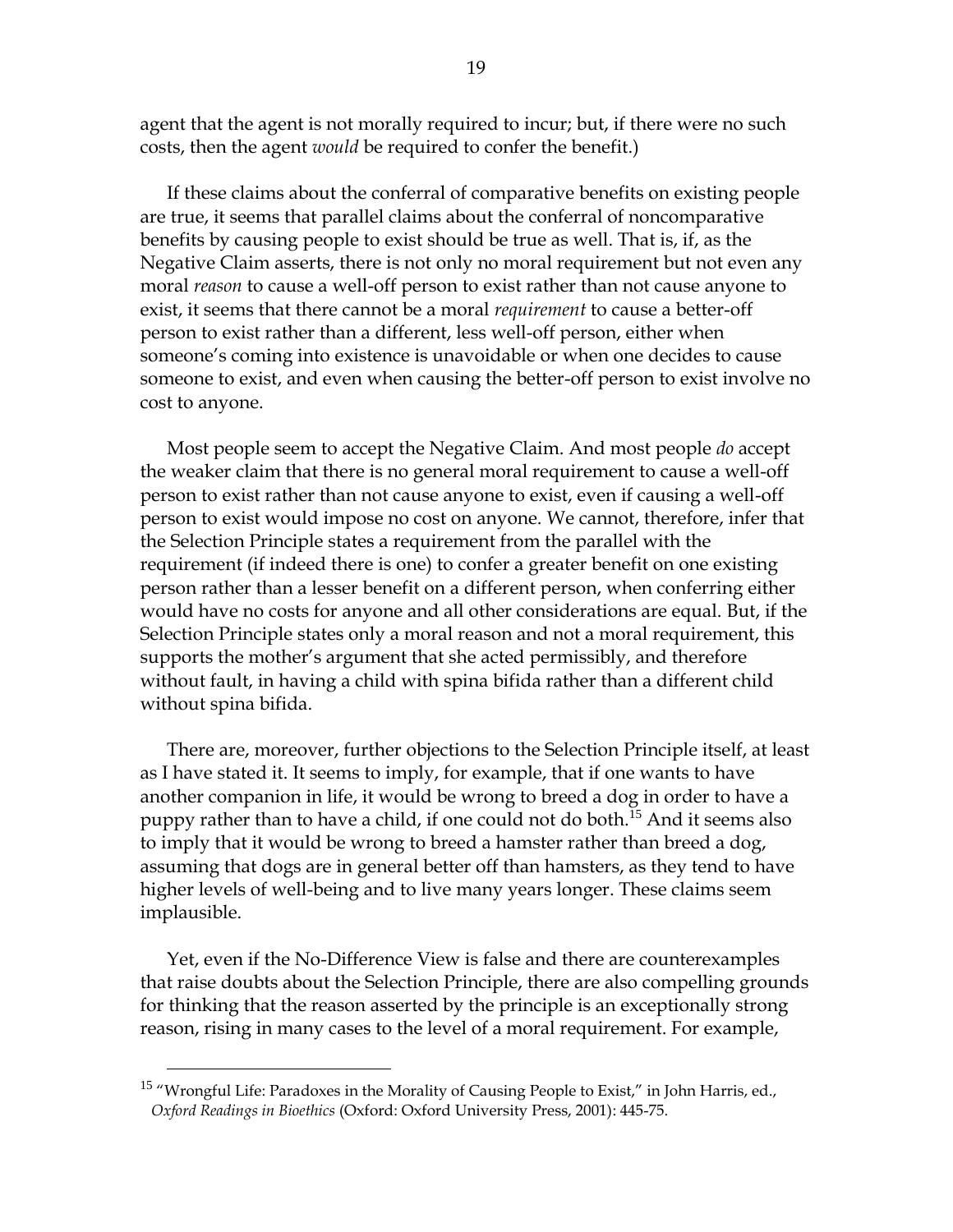agent that the agent is not morally required to incur; but, if there were no such costs, then the agent *would* be required to confer the benefit.)

If these claims about the conferral of comparative benefits on existing people are true, it seems that parallel claims about the conferral of noncomparative benefits by causing people to exist should be true as well. That is, if, as the Negative Claim asserts, there is not only no moral requirement but not even any moral *reason* to cause a well-off person to exist rather than not cause anyone to exist, it seems that there cannot be a moral *requirement* to cause a better-off person to exist rather than a different, less well-off person, either when someone's coming into existence is unavoidable or when one decides to cause someone to exist, and even when causing the better-off person to exist involve no cost to anyone.

Most people seem to accept the Negative Claim. And most people *do* accept the weaker claim that there is no general moral requirement to cause a well-off person to exist rather than not cause anyone to exist, even if causing a well-off person to exist would impose no cost on anyone. We cannot, therefore, infer that the Selection Principle states a requirement from the parallel with the requirement (if indeed there is one) to confer a greater benefit on one existing person rather than a lesser benefit on a different person, when conferring either would have no costs for anyone and all other considerations are equal. But, if the Selection Principle states only a moral reason and not a moral requirement, this supports the mother's argument that she acted permissibly, and therefore without fault, in having a child with spina bifida rather than a different child without spina bifida.

There are, moreover, further objections to the Selection Principle itself, at least as I have stated it. It seems to imply, for example, that if one wants to have another companion in life, it would be wrong to breed a dog in order to have a puppy rather than to have a child, if one could not do both.[15] And it seems also to imply that it would be wrong to breed a hamster rather than breed a dog, assuming that dogs are in general better off than hamsters, as they tend to have higher levels of well-being and to live many years longer. These claims seem implausible.

Yet, even if the No-Difference View is false and there are counterexamples that raise doubts about the Selection Principle, there are also compelling grounds for thinking that the reason asserted by the principle is an exceptionally strong reason, rising in many cases to the level of a moral requirement. For example,

---

[15] "Wrongful Life: Paradoxes in the Morality of Causing People to Exist," in John Harris, ed., *Oxford Readings in Bioethics* (Oxford: Oxford University Press, 2001): 445-75.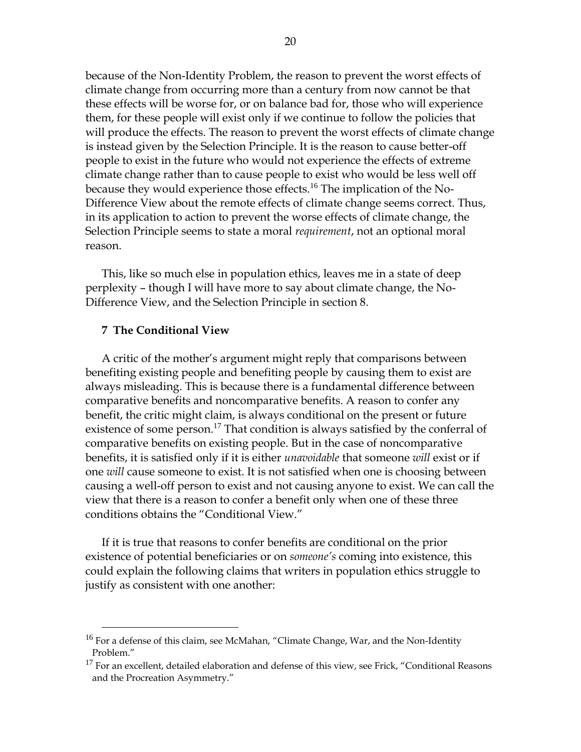because of the Non-Identity Problem, the reason to prevent the worst effects of climate change from occurring more than a century from now cannot be that these effects will be worse for, or on balance bad for, those who will experience them, for these people will exist only if we continue to follow the policies that will produce the effects. The reason to prevent the worst effects of climate change is instead given by the Selection Principle. It is the reason to cause better-off people to exist in the future who would not experience the effects of extreme climate change rather than to cause people to exist who would be less well off because they would experience those effects.[16] The implication of the No-Difference View about the remote effects of climate change seems correct. Thus, in its application to action to prevent the worse effects of climate change, the Selection Principle seems to state a moral *requirement*, not an optional moral reason.

This, like so much else in population ethics, leaves me in a state of deep perplexity – though I will have more to say about climate change, the No-Difference View, and the Selection Principle in section 8.

## 7 The Conditional View

A critic of the mother's argument might reply that comparisons between benefiting existing people and benefiting people by causing them to exist are always misleading. This is because there is a fundamental difference between comparative benefits and noncomparative benefits. A reason to confer any benefit, the critic might claim, is always conditional on the present or future existence of some person.[17] That condition is always satisfied by the conferral of comparative benefits on existing people. But in the case of noncomparative benefits, it is satisfied only if it is either *unavoidable* that someone *will* exist or if one *will* cause someone to exist. It is not satisfied when one is choosing between causing a well-off person to exist and not causing anyone to exist. We can call the view that there is a reason to confer a benefit only when one of these three conditions obtains the "Conditional View."

If it is true that reasons to confer benefits are conditional on the prior existence of potential beneficiaries or on *someone's* coming into existence, this could explain the following claims that writers in population ethics struggle to justify as consistent with one another:

---

[16] For a defense of this claim, see McMahan, "Climate Change, War, and the Non-Identity Problem."

[17] For an excellent, detailed elaboration and defense of this view, see Frick, "Conditional Reasons and the Procreation Asymmetry."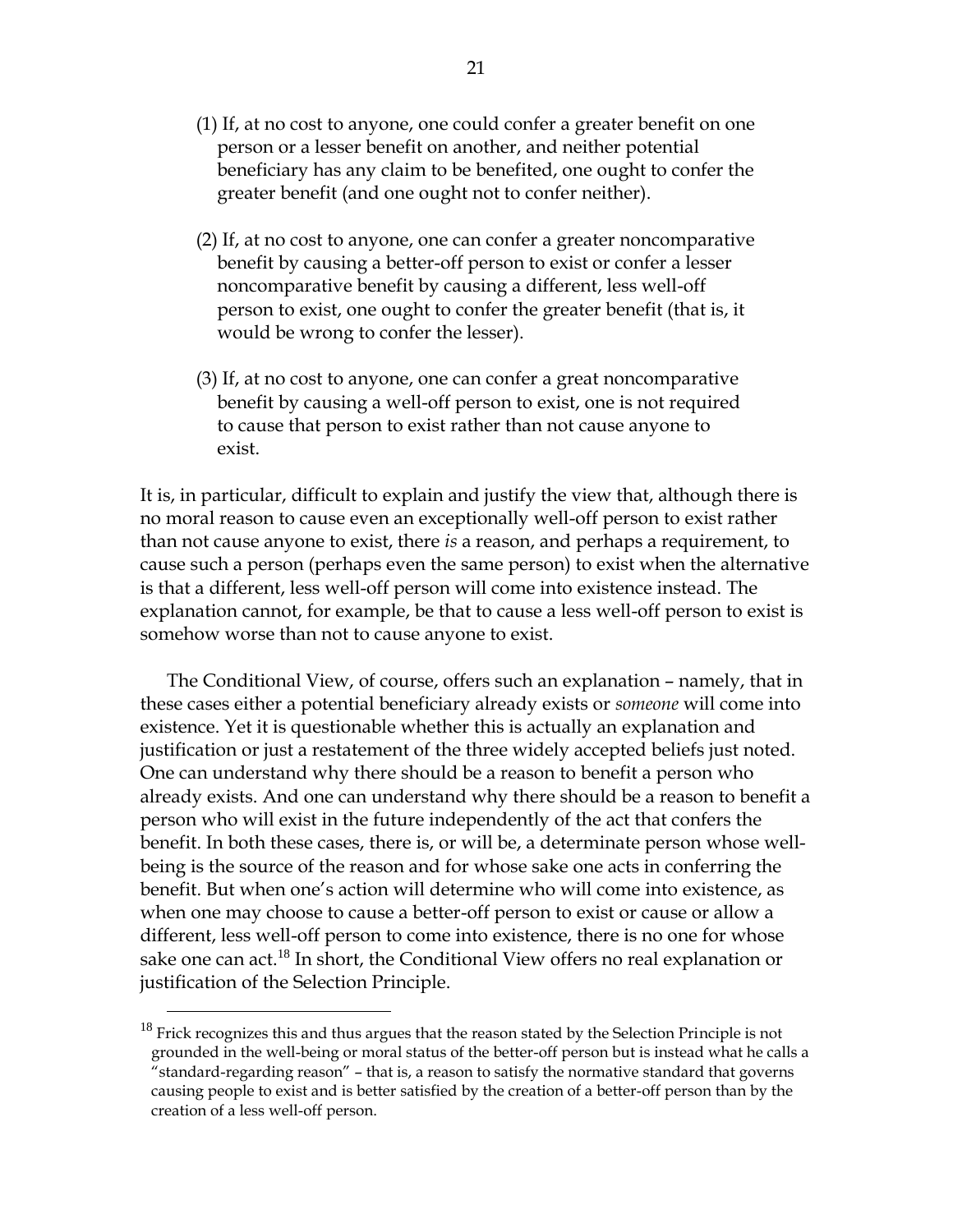(1) If, at no cost to anyone, one could confer a greater benefit on one person or a lesser benefit on another, and neither potential beneficiary has any claim to be benefited, one ought to confer the greater benefit (and one ought not to confer neither).

(2) If, at no cost to anyone, one can confer a greater noncomparative benefit by causing a better-off person to exist or confer a lesser noncomparative benefit by causing a different, less well-off person to exist, one ought to confer the greater benefit (that is, it would be wrong to confer the lesser).

(3) If, at no cost to anyone, one can confer a great noncomparative benefit by causing a well-off person to exist, one is not required to cause that person to exist rather than not cause anyone to exist.

It is, in particular, difficult to explain and justify the view that, although there is no moral reason to cause even an exceptionally well-off person to exist rather than not cause anyone to exist, there *is* a reason, and perhaps a requirement, to cause such a person (perhaps even the same person) to exist when the alternative is that a different, less well-off person will come into existence instead. The explanation cannot, for example, be that to cause a less well-off person to exist is somehow worse than not to cause anyone to exist.

The Conditional View, of course, offers such an explanation – namely, that in these cases either a potential beneficiary already exists or *someone* will come into existence. Yet it is questionable whether this is actually an explanation and justification or just a restatement of the three widely accepted beliefs just noted. One can understand why there should be a reason to benefit a person who already exists. And one can understand why there should be a reason to benefit a person who will exist in the future independently of the act that confers the benefit. In both these cases, there is, or will be, a determinate person whose well-being is the source of the reason and for whose sake one acts in conferring the benefit. But when one's action will determine who will come into existence, as when one may choose to cause a better-off person to exist or cause or allow a different, less well-off person to come into existence, there is no one for whose sake one can act.[18] In short, the Conditional View offers no real explanation or justification of the Selection Principle.

[18] Frick recognizes this and thus argues that the reason stated by the Selection Principle is not grounded in the well-being or moral status of the better-off person but is instead what he calls a "standard-regarding reason" – that is, a reason to satisfy the normative standard that governs causing people to exist and is better satisfied by the creation of a better-off person than by the creation of a less well-off person.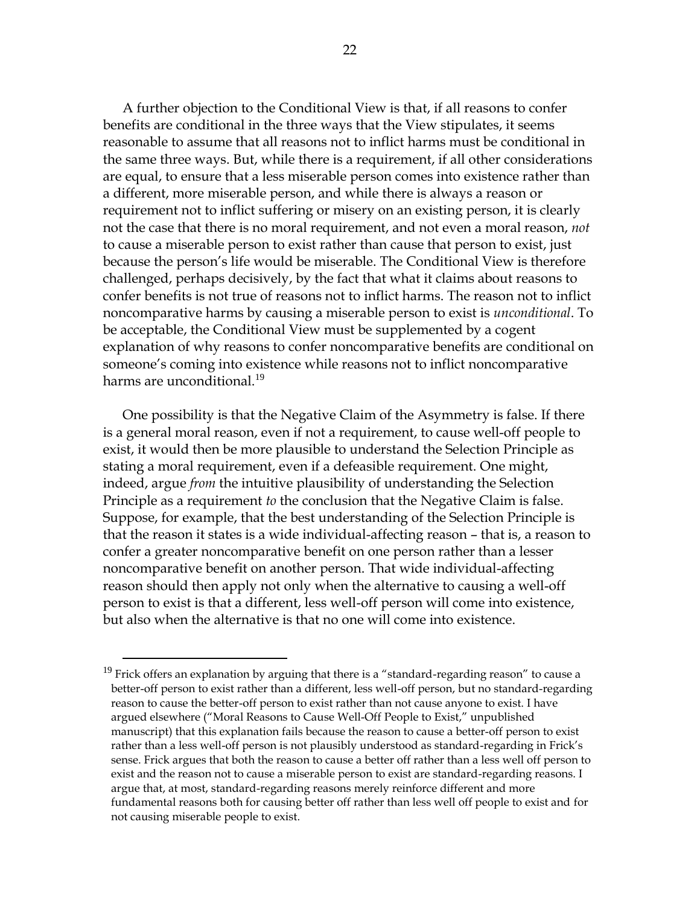A further objection to the Conditional View is that, if all reasons to confer benefits are conditional in the three ways that the View stipulates, it seems reasonable to assume that all reasons not to inflict harms must be conditional in the same three ways. But, while there is a requirement, if all other considerations are equal, to ensure that a less miserable person comes into existence rather than a different, more miserable person, and while there is always a reason or requirement not to inflict suffering or misery on an existing person, it is clearly not the case that there is no moral requirement, and not even a moral reason, *not* to cause a miserable person to exist rather than cause that person to exist, just because the person's life would be miserable. The Conditional View is therefore challenged, perhaps decisively, by the fact that what it claims about reasons to confer benefits is not true of reasons not to inflict harms. The reason not to inflict noncomparative harms by causing a miserable person to exist is *unconditional*. To be acceptable, the Conditional View must be supplemented by a cogent explanation of why reasons to confer noncomparative benefits are conditional on someone's coming into existence while reasons not to inflict noncomparative harms are unconditional.[19]

One possibility is that the Negative Claim of the Asymmetry is false. If there is a general moral reason, even if not a requirement, to cause well-off people to exist, it would then be more plausible to understand the Selection Principle as stating a moral requirement, even if a defeasible requirement. One might, indeed, argue *from* the intuitive plausibility of understanding the Selection Principle as a requirement *to* the conclusion that the Negative Claim is false. Suppose, for example, that the best understanding of the Selection Principle is that the reason it states is a wide individual-affecting reason – that is, a reason to confer a greater noncomparative benefit on one person rather than a lesser noncomparative benefit on another person. That wide individual-affecting reason should then apply not only when the alternative to causing a well-off person to exist is that a different, less well-off person will come into existence, but also when the alternative is that no one will come into existence.

---

[19] Frick offers an explanation by arguing that there is a "standard-regarding reason" to cause a better-off person to exist rather than a different, less well-off person, but no standard-regarding reason to cause the better-off person to exist rather than not cause anyone to exist. I have argued elsewhere ("Moral Reasons to Cause Well-Off People to Exist," unpublished manuscript) that this explanation fails because the reason to cause a better-off person to exist rather than a less well-off person is not plausibly understood as standard-regarding in Frick's sense. Frick argues that both the reason to cause a better off rather than a less well off person to exist and the reason not to cause a miserable person to exist are standard-regarding reasons. I argue that, at most, standard-regarding reasons merely reinforce different and more fundamental reasons both for causing better off rather than less well off people to exist and for not causing miserable people to exist.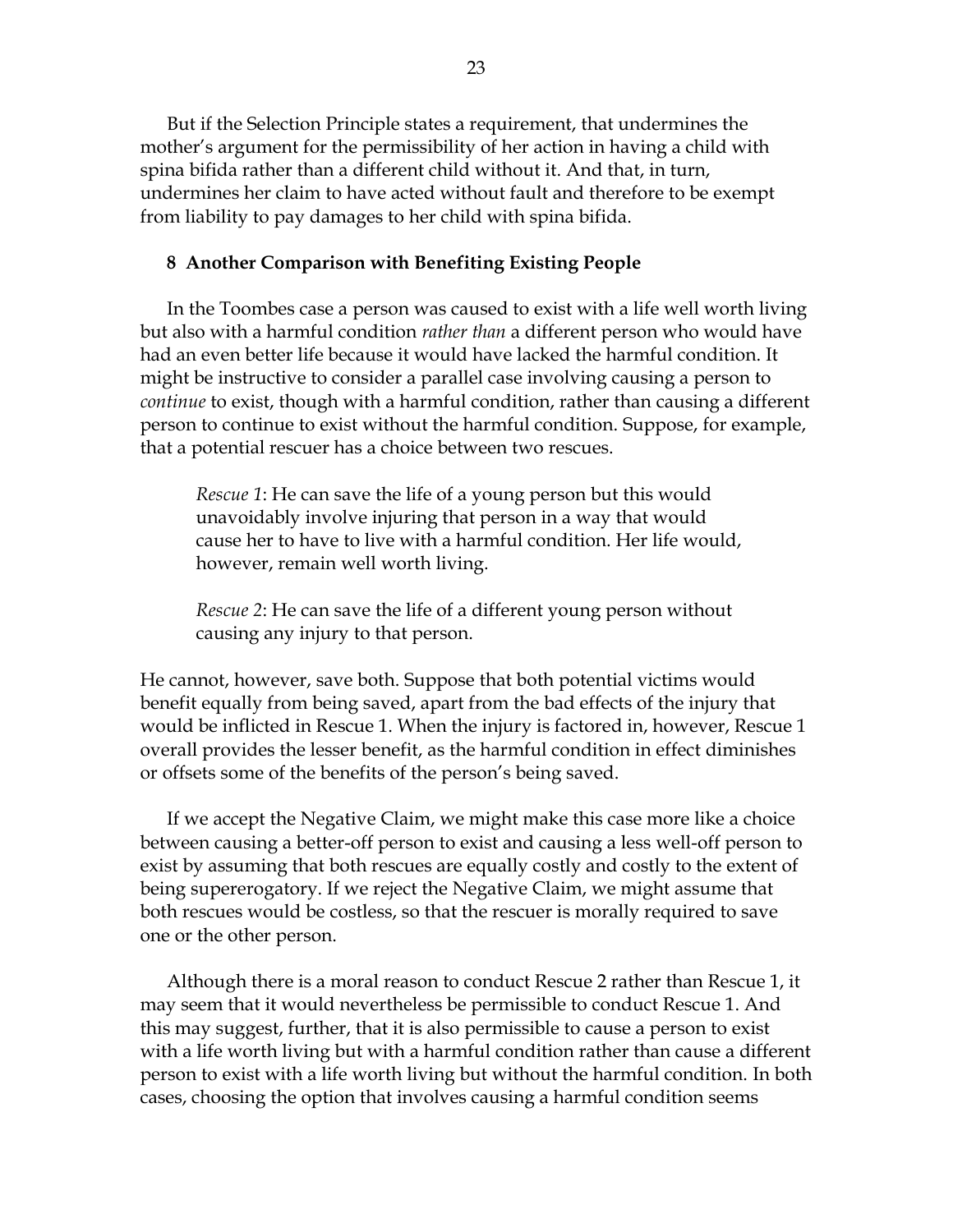But if the Selection Principle states a requirement, that undermines the mother's argument for the permissibility of her action in having a child with spina bifida rather than a different child without it. And that, in turn, undermines her claim to have acted without fault and therefore to be exempt from liability to pay damages to her child with spina bifida.

## 8 Another Comparison with Benefiting Existing People

In the Toombes case a person was caused to exist with a life well worth living but also with a harmful condition *rather than* a different person who would have had an even better life because it would have lacked the harmful condition. It might be instructive to consider a parallel case involving causing a person to *continue* to exist, though with a harmful condition, rather than causing a different person to continue to exist without the harmful condition. Suppose, for example, that a potential rescuer has a choice between two rescues.

> *Rescue 1*: He can save the life of a young person but this would unavoidably involve injuring that person in a way that would cause her to have to live with a harmful condition. Her life would, however, remain well worth living.
>
> *Rescue 2*: He can save the life of a different young person without causing any injury to that person.

He cannot, however, save both. Suppose that both potential victims would benefit equally from being saved, apart from the bad effects of the injury that would be inflicted in Rescue 1. When the injury is factored in, however, Rescue 1 overall provides the lesser benefit, as the harmful condition in effect diminishes or offsets some of the benefits of the person's being saved.

If we accept the Negative Claim, we might make this case more like a choice between causing a better-off person to exist and causing a less well-off person to exist by assuming that both rescues are equally costly and costly to the extent of being supererogatory. If we reject the Negative Claim, we might assume that both rescues would be costless, so that the rescuer is morally required to save one or the other person.

Although there is a moral reason to conduct Rescue 2 rather than Rescue 1, it may seem that it would nevertheless be permissible to conduct Rescue 1. And this may suggest, further, that it is also permissible to cause a person to exist with a life worth living but with a harmful condition rather than cause a different person to exist with a life worth living but without the harmful condition. In both cases, choosing the option that involves causing a harmful condition seems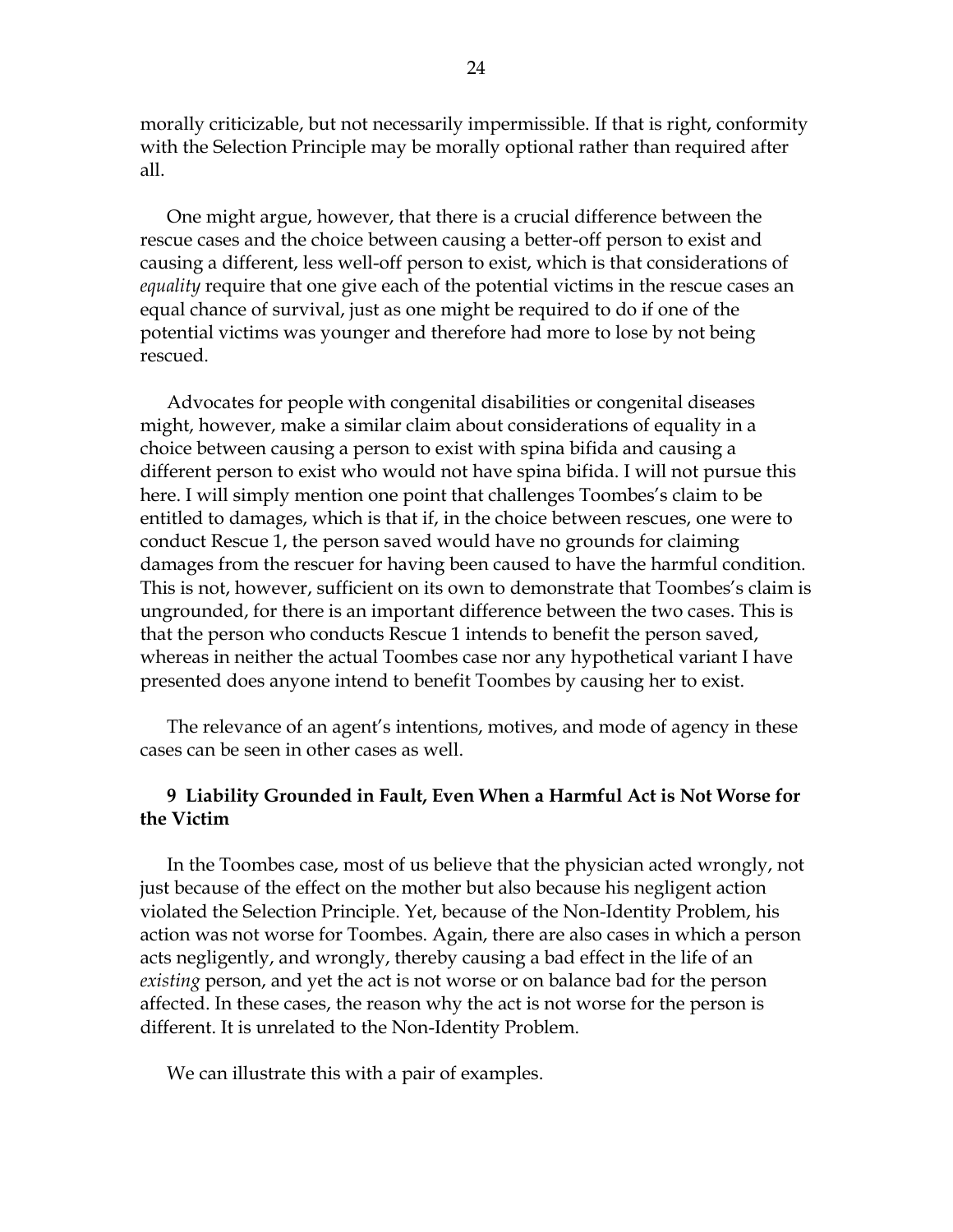morally criticizable, but not necessarily impermissible. If that is right, conformity with the Selection Principle may be morally optional rather than required after all.

One might argue, however, that there is a crucial difference between the rescue cases and the choice between causing a better-off person to exist and causing a different, less well-off person to exist, which is that considerations of *equality* require that one give each of the potential victims in the rescue cases an equal chance of survival, just as one might be required to do if one of the potential victims was younger and therefore had more to lose by not being rescued.

Advocates for people with congenital disabilities or congenital diseases might, however, make a similar claim about considerations of equality in a choice between causing a person to exist with spina bifida and causing a different person to exist who would not have spina bifida. I will not pursue this here. I will simply mention one point that challenges Toombes's claim to be entitled to damages, which is that if, in the choice between rescues, one were to conduct Rescue 1, the person saved would have no grounds for claiming damages from the rescuer for having been caused to have the harmful condition. This is not, however, sufficient on its own to demonstrate that Toombes's claim is ungrounded, for there is an important difference between the two cases. This is that the person who conducts Rescue 1 intends to benefit the person saved, whereas in neither the actual Toombes case nor any hypothetical variant I have presented does anyone intend to benefit Toombes by causing her to exist.

The relevance of an agent's intentions, motives, and mode of agency in these cases can be seen in other cases as well.

### 9 Liability Grounded in Fault, Even When a Harmful Act is Not Worse for the Victim

In the Toombes case, most of us believe that the physician acted wrongly, not just because of the effect on the mother but also because his negligent action violated the Selection Principle. Yet, because of the Non-Identity Problem, his action was not worse for Toombes. Again, there are also cases in which a person acts negligently, and wrongly, thereby causing a bad effect in the life of an *existing* person, and yet the act is not worse or on balance bad for the person affected. In these cases, the reason why the act is not worse for the person is different. It is unrelated to the Non-Identity Problem.

We can illustrate this with a pair of examples.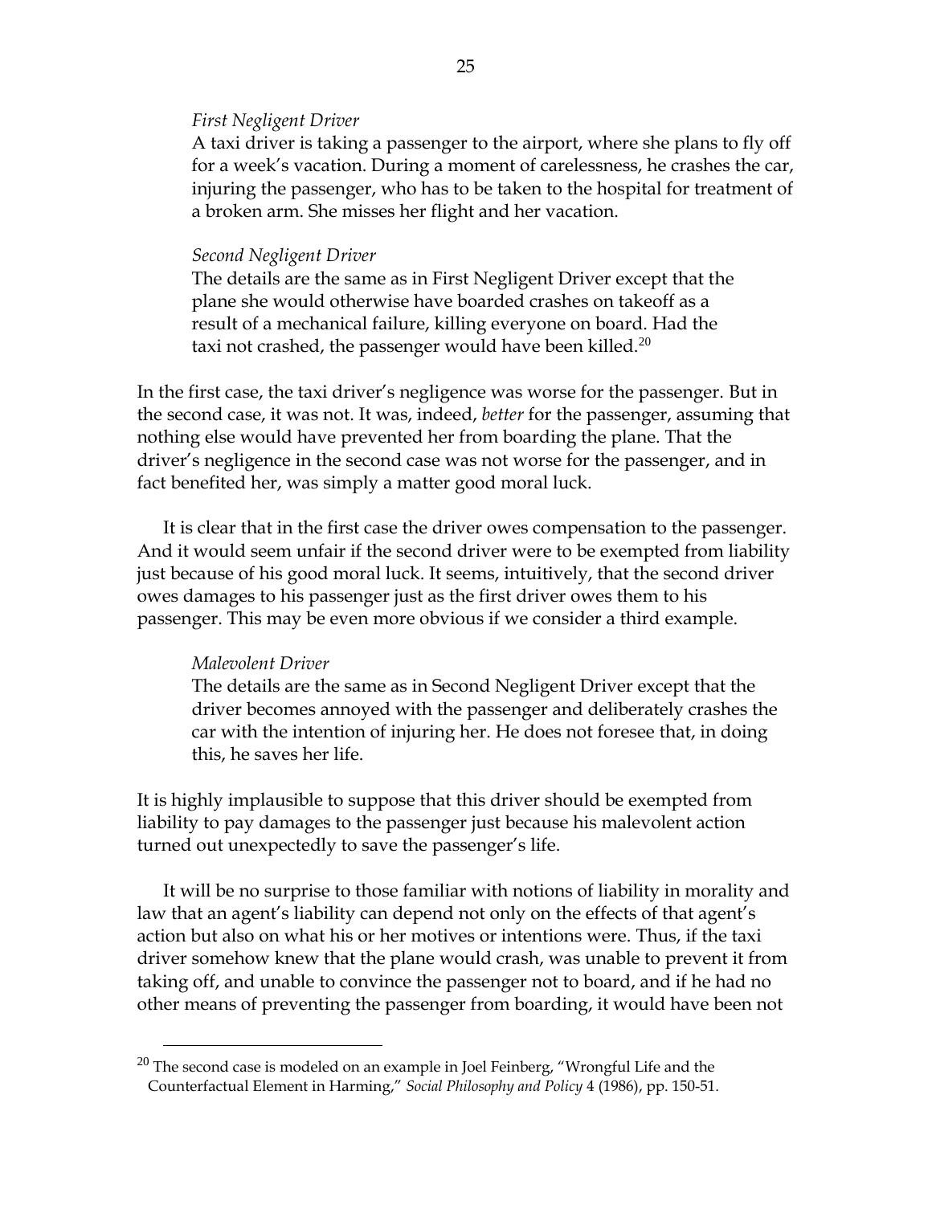*First Negligent Driver*

A taxi driver is taking a passenger to the airport, where she plans to fly off for a week's vacation. During a moment of carelessness, he crashes the car, injuring the passenger, who has to be taken to the hospital for treatment of a broken arm. She misses her flight and her vacation.

*Second Negligent Driver*

The details are the same as in First Negligent Driver except that the plane she would otherwise have boarded crashes on takeoff as a result of a mechanical failure, killing everyone on board. Had the taxi not crashed, the passenger would have been killed.[20]

In the first case, the taxi driver's negligence was worse for the passenger. But in the second case, it was not. It was, indeed, *better* for the passenger, assuming that nothing else would have prevented her from boarding the plane. That the driver's negligence in the second case was not worse for the passenger, and in fact benefited her, was simply a matter good moral luck.

It is clear that in the first case the driver owes compensation to the passenger. And it would seem unfair if the second driver were to be exempted from liability just because of his good moral luck. It seems, intuitively, that the second driver owes damages to his passenger just as the first driver owes them to his passenger. This may be even more obvious if we consider a third example.

*Malevolent Driver*

The details are the same as in Second Negligent Driver except that the driver becomes annoyed with the passenger and deliberately crashes the car with the intention of injuring her. He does not foresee that, in doing this, he saves her life.

It is highly implausible to suppose that this driver should be exempted from liability to pay damages to the passenger just because his malevolent action turned out unexpectedly to save the passenger's life.

It will be no surprise to those familiar with notions of liability in morality and law that an agent's liability can depend not only on the effects of that agent's action but also on what his or her motives or intentions were. Thus, if the taxi driver somehow knew that the plane would crash, was unable to prevent it from taking off, and unable to convince the passenger not to board, and if he had no other means of preventing the passenger from boarding, it would have been not

[20] The second case is modeled on an example in Joel Feinberg, "Wrongful Life and the Counterfactual Element in Harming," *Social Philosophy and Policy* 4 (1986), pp. 150-51.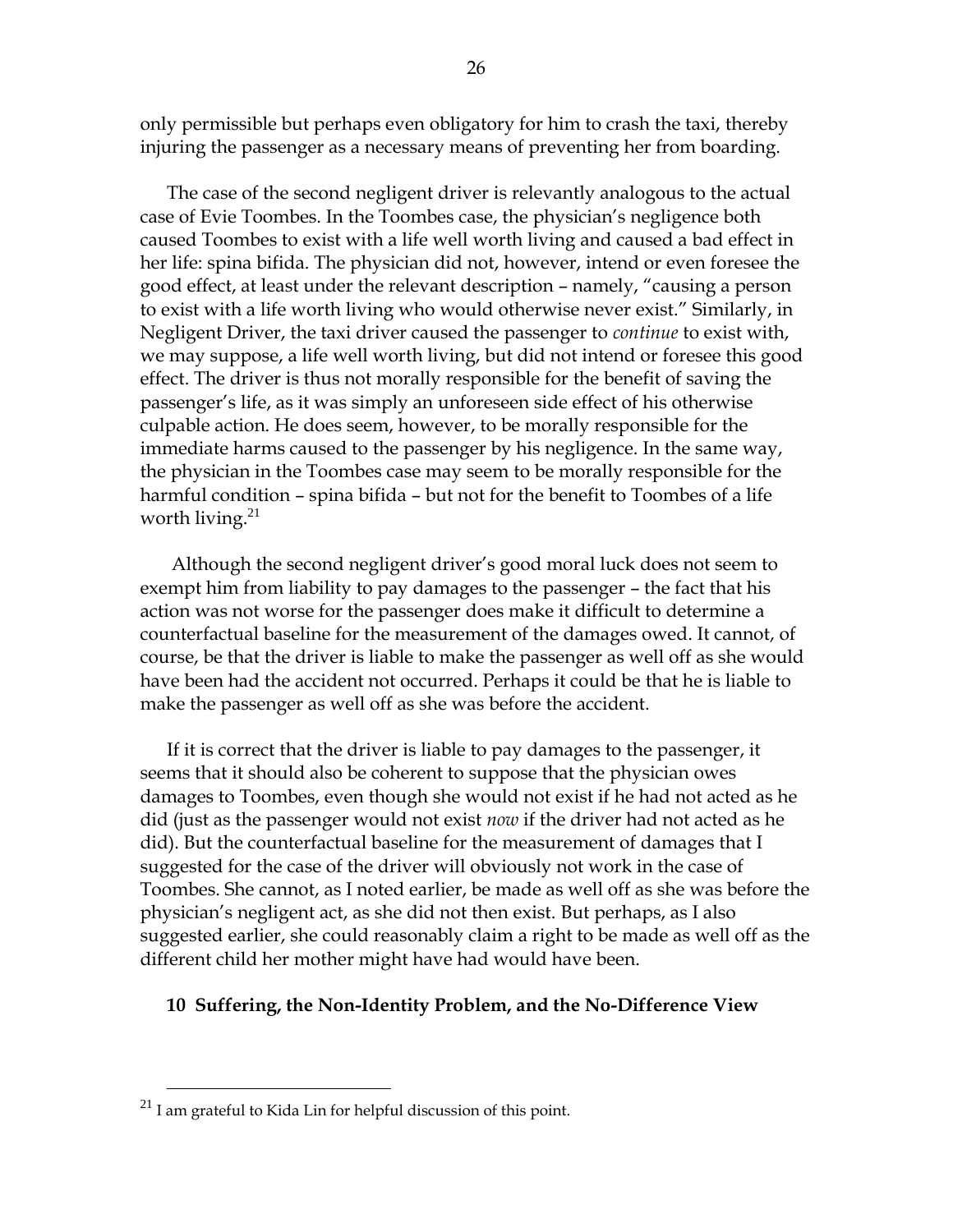only permissible but perhaps even obligatory for him to crash the taxi, thereby injuring the passenger as a necessary means of preventing her from boarding.

The case of the second negligent driver is relevantly analogous to the actual case of Evie Toombes. In the Toombes case, the physician's negligence both caused Toombes to exist with a life well worth living and caused a bad effect in her life: spina bifida. The physician did not, however, intend or even foresee the good effect, at least under the relevant description – namely, "causing a person to exist with a life worth living who would otherwise never exist." Similarly, in Negligent Driver, the taxi driver caused the passenger to *continue* to exist with, we may suppose, a life well worth living, but did not intend or foresee this good effect. The driver is thus not morally responsible for the benefit of saving the passenger's life, as it was simply an unforeseen side effect of his otherwise culpable action. He does seem, however, to be morally responsible for the immediate harms caused to the passenger by his negligence. In the same way, the physician in the Toombes case may seem to be morally responsible for the harmful condition – spina bifida – but not for the benefit to Toombes of a life worth living.[21]

Although the second negligent driver's good moral luck does not seem to exempt him from liability to pay damages to the passenger – the fact that his action was not worse for the passenger does make it difficult to determine a counterfactual baseline for the measurement of the damages owed. It cannot, of course, be that the driver is liable to make the passenger as well off as she would have been had the accident not occurred. Perhaps it could be that he is liable to make the passenger as well off as she was before the accident.

If it is correct that the driver is liable to pay damages to the passenger, it seems that it should also be coherent to suppose that the physician owes damages to Toombes, even though she would not exist if he had not acted as he did (just as the passenger would not exist *now* if the driver had not acted as he did). But the counterfactual baseline for the measurement of damages that I suggested for the case of the driver will obviously not work in the case of Toombes. She cannot, as I noted earlier, be made as well off as she was before the physician's negligent act, as she did not then exist. But perhaps, as I also suggested earlier, she could reasonably claim a right to be made as well off as the different child her mother might have had would have been.

## 10 Suffering, the Non-Identity Problem, and the No-Difference View

[21] I am grateful to Kida Lin for helpful discussion of this point.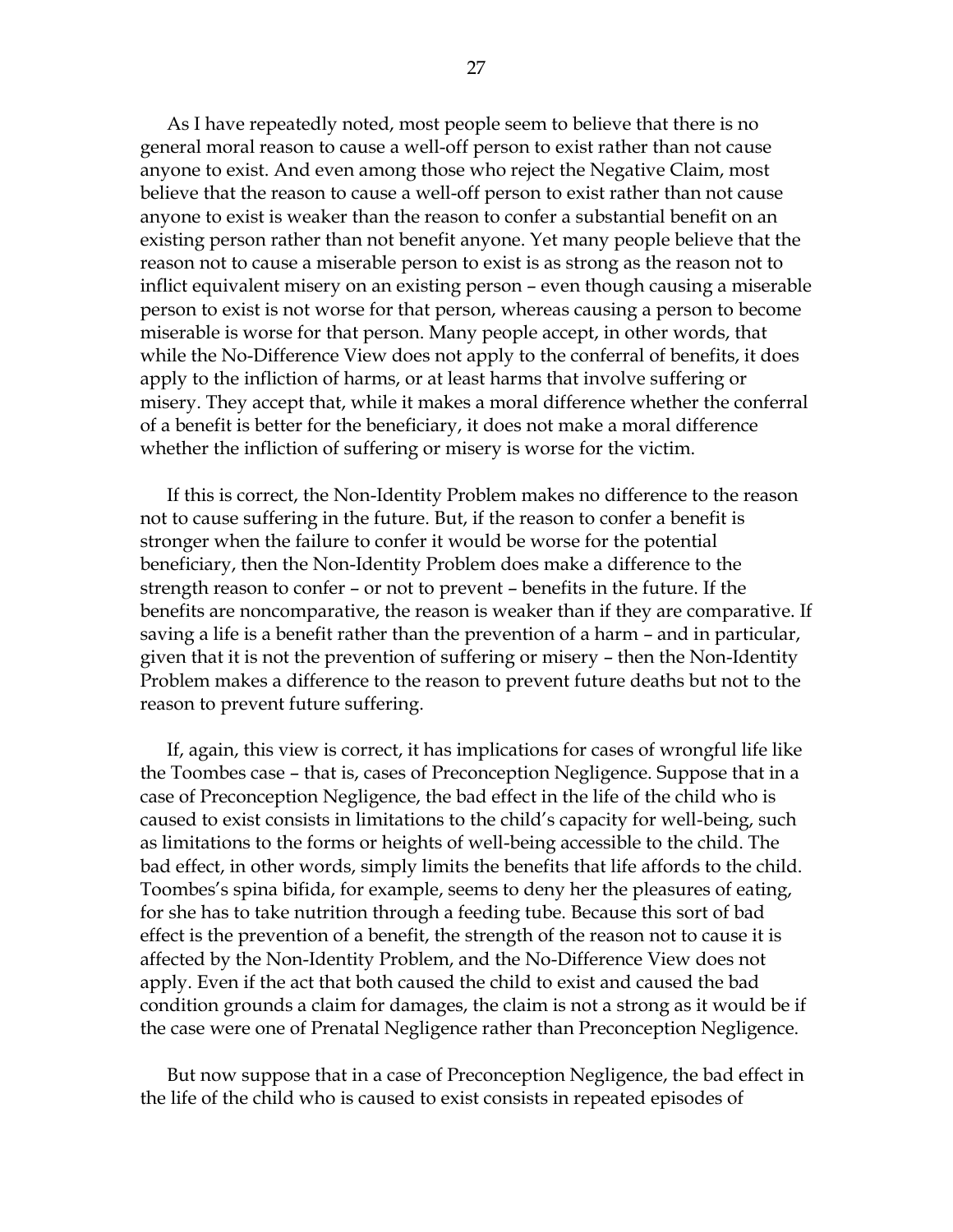As I have repeatedly noted, most people seem to believe that there is no general moral reason to cause a well-off person to exist rather than not cause anyone to exist. And even among those who reject the Negative Claim, most believe that the reason to cause a well-off person to exist rather than not cause anyone to exist is weaker than the reason to confer a substantial benefit on an existing person rather than not benefit anyone. Yet many people believe that the reason not to cause a miserable person to exist is as strong as the reason not to inflict equivalent misery on an existing person – even though causing a miserable person to exist is not worse for that person, whereas causing a person to become miserable is worse for that person. Many people accept, in other words, that while the No-Difference View does not apply to the conferral of benefits, it does apply to the infliction of harms, or at least harms that involve suffering or misery. They accept that, while it makes a moral difference whether the conferral of a benefit is better for the beneficiary, it does not make a moral difference whether the infliction of suffering or misery is worse for the victim.

If this is correct, the Non-Identity Problem makes no difference to the reason not to cause suffering in the future. But, if the reason to confer a benefit is stronger when the failure to confer it would be worse for the potential beneficiary, then the Non-Identity Problem does make a difference to the strength reason to confer – or not to prevent – benefits in the future. If the benefits are noncomparative, the reason is weaker than if they are comparative. If saving a life is a benefit rather than the prevention of a harm – and in particular, given that it is not the prevention of suffering or misery – then the Non-Identity Problem makes a difference to the reason to prevent future deaths but not to the reason to prevent future suffering.

If, again, this view is correct, it has implications for cases of wrongful life like the Toombes case – that is, cases of Preconception Negligence. Suppose that in a case of Preconception Negligence, the bad effect in the life of the child who is caused to exist consists in limitations to the child's capacity for well-being, such as limitations to the forms or heights of well-being accessible to the child. The bad effect, in other words, simply limits the benefits that life affords to the child. Toombes's spina bifida, for example, seems to deny her the pleasures of eating, for she has to take nutrition through a feeding tube. Because this sort of bad effect is the prevention of a benefit, the strength of the reason not to cause it is affected by the Non-Identity Problem, and the No-Difference View does not apply. Even if the act that both caused the child to exist and caused the bad condition grounds a claim for damages, the claim is not a strong as it would be if the case were one of Prenatal Negligence rather than Preconception Negligence.

But now suppose that in a case of Preconception Negligence, the bad effect in the life of the child who is caused to exist consists in repeated episodes of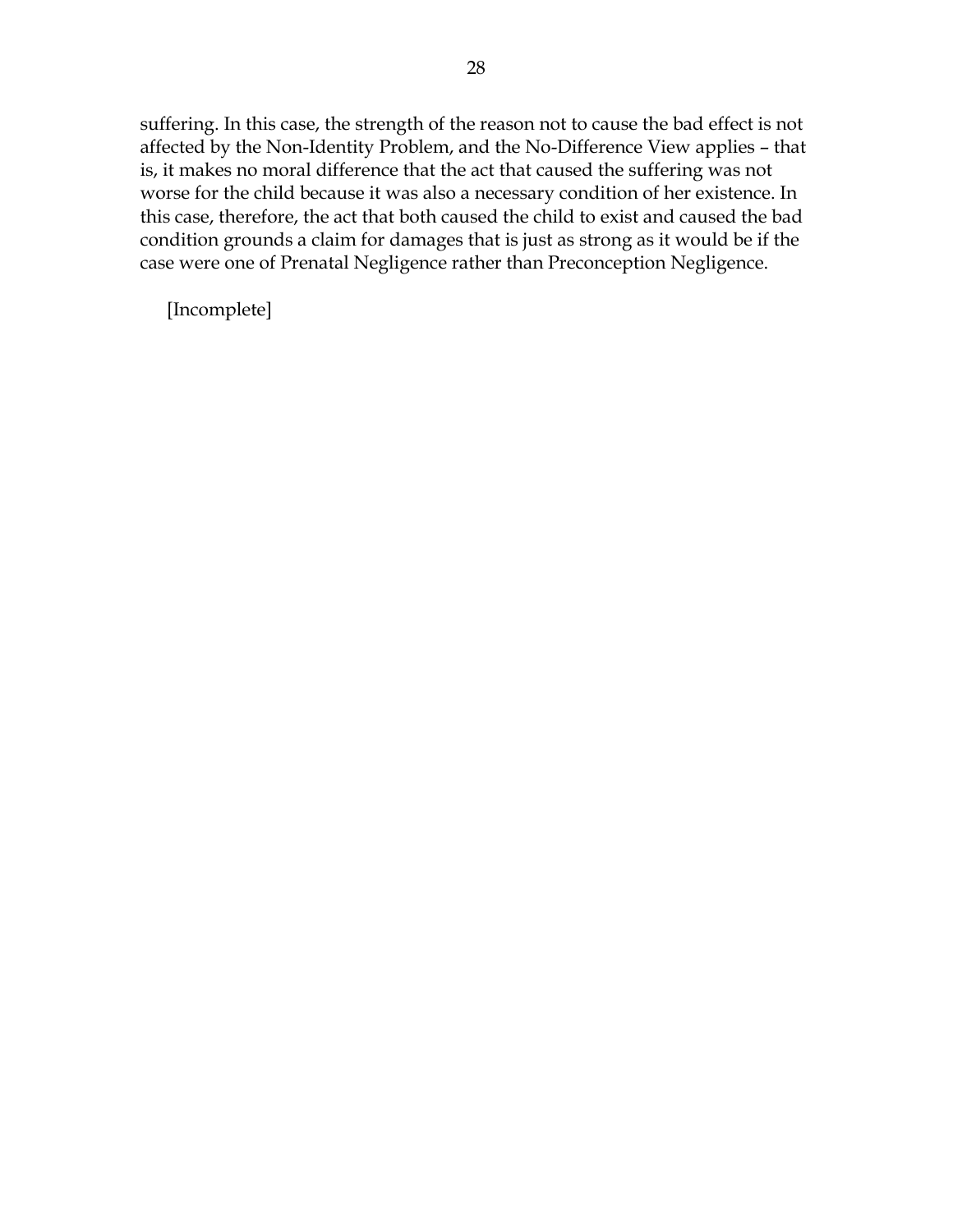suffering. In this case, the strength of the reason not to cause the bad effect is not affected by the Non-Identity Problem, and the No-Difference View applies – that is, it makes no moral difference that the act that caused the suffering was not worse for the child because it was also a necessary condition of her existence. In this case, therefore, the act that both caused the child to exist and caused the bad condition grounds a claim for damages that is just as strong as it would be if the case were one of Prenatal Negligence rather than Preconception Negligence.

[Incomplete]